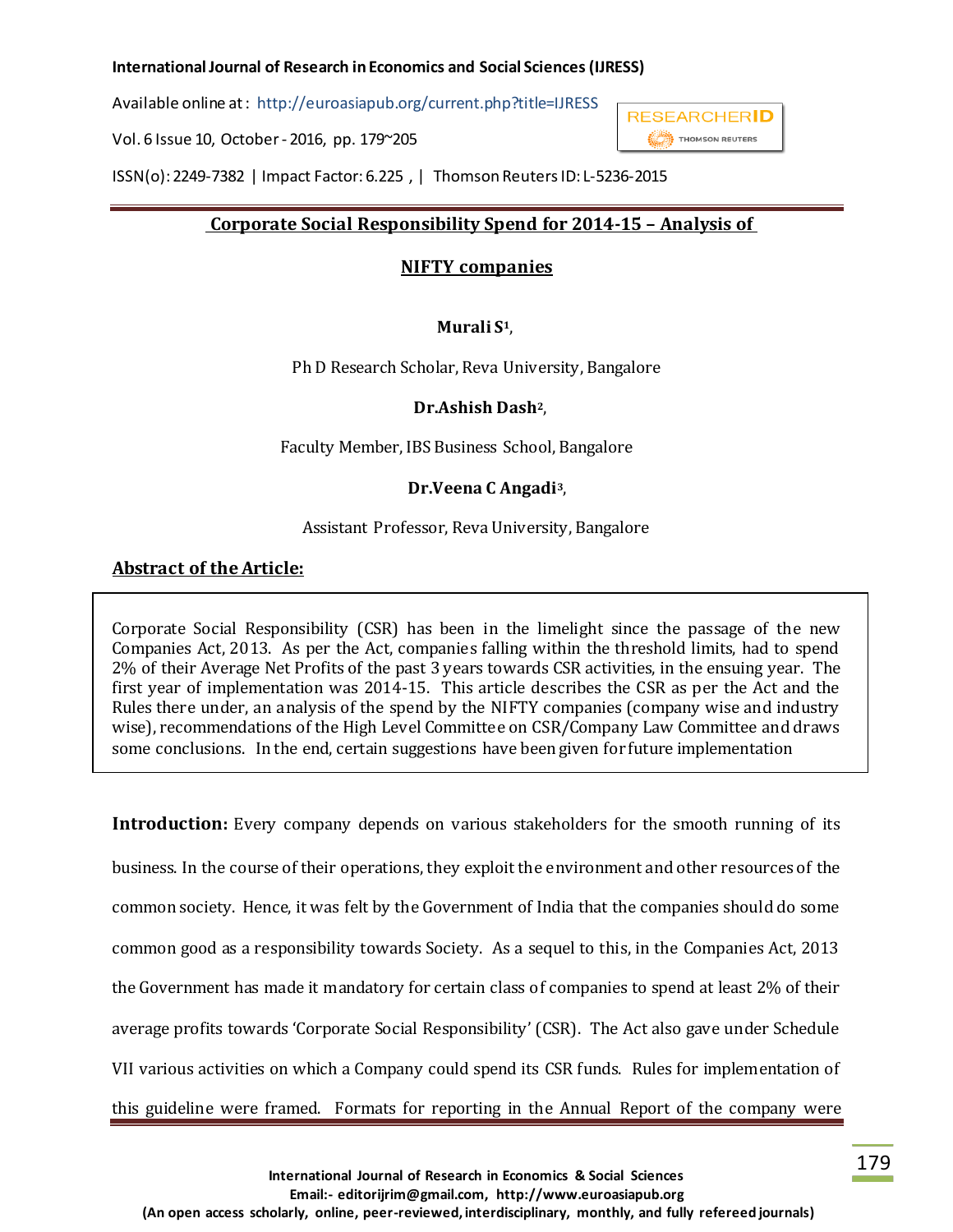# Corporate Social Responsibility Spend for 2014-15 – Analysis of NIFTY companies

**Murali S**[1],

Ph D Research Scholar, Reva University, Bangalore

**Dr.Ashish Dash**[2],

Faculty Member, IBS Business School, Bangalore

**Dr.Veena C Angadi**[3],

Assistant Professor, Reva University, Bangalore

## Abstract of the Article:

Corporate Social Responsibility (CSR) has been in the limelight since the passage of the new Companies Act, 2013. As per the Act, companies falling within the threshold limits, had to spend 2% of their Average Net Profits of the past 3 years towards CSR activities, in the ensuing year. The first year of implementation was 2014-15. This article describes the CSR as per the Act and the Rules there under, an analysis of the spend by the NIFTY companies (company wise and industry wise), recommendations of the High Level Committee on CSR/Company Law Committee and draws some conclusions. In the end, certain suggestions have been given for future implementation

**Introduction:** Every company depends on various stakeholders for the smooth running of its business. In the course of their operations, they exploit the environment and other resources of the common society. Hence, it was felt by the Government of India that the companies should do some common good as a responsibility towards Society. As a sequel to this, in the Companies Act, 2013 the Government has made it mandatory for certain class of companies to spend at least 2% of their average profits towards 'Corporate Social Responsibility' (CSR). The Act also gave under Schedule VII various activities on which a Company could spend its CSR funds. Rules for implementation of this guideline were framed. Formats for reporting in the Annual Report of the company were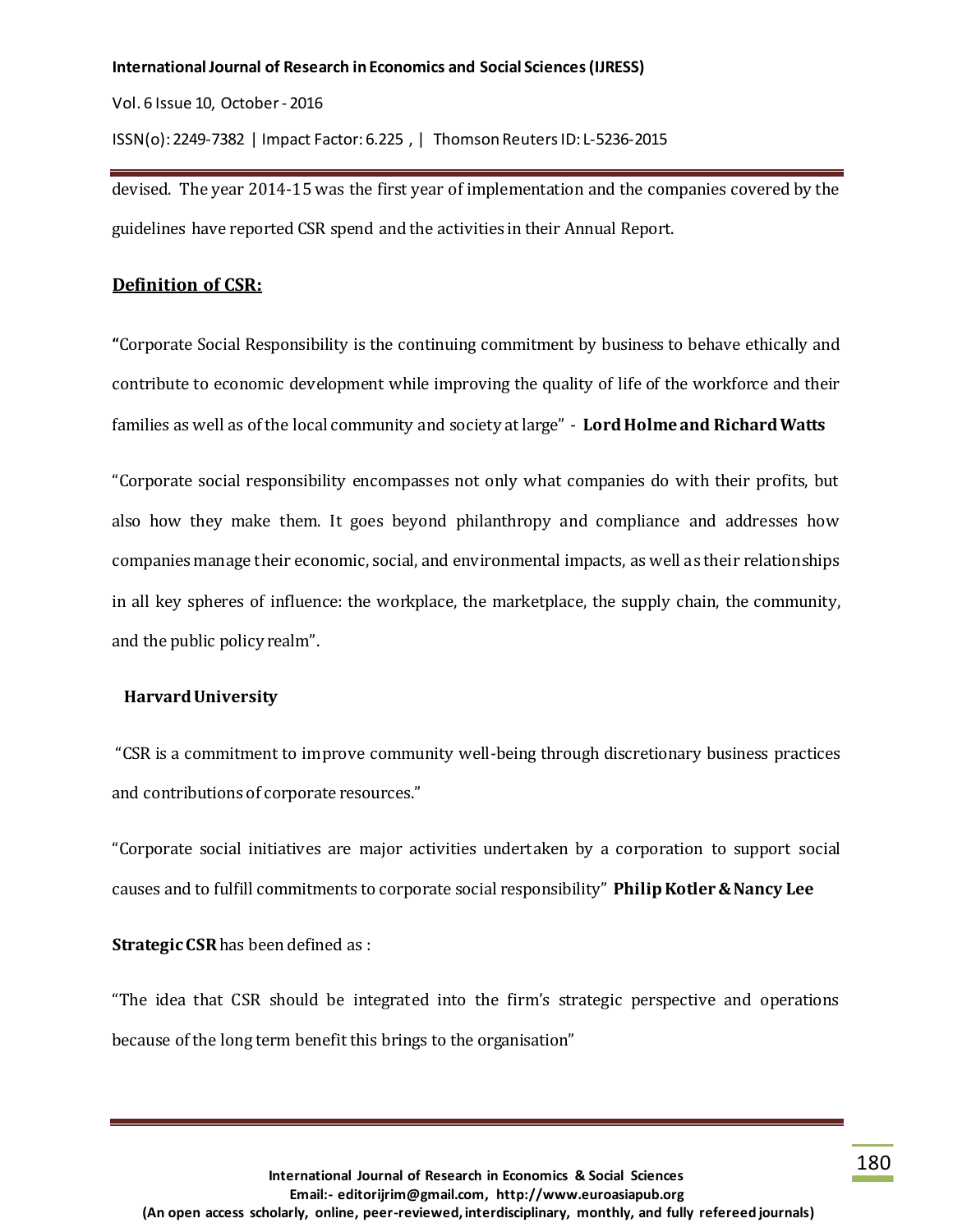devised. The year 2014-15 was the first year of implementation and the companies covered by the guidelines have reported CSR spend and the activities in their Annual Report.

## Definition of CSR:

"Corporate Social Responsibility is the continuing commitment by business to behave ethically and contribute to economic development while improving the quality of life of the workforce and their families as well as of the local community and society at large" - **Lord Holme and Richard Watts**

"Corporate social responsibility encompasses not only what companies do with their profits, but also how they make them. It goes beyond philanthropy and compliance and addresses how companies manage their economic, social, and environmental impacts, as well as their relationships in all key spheres of influence: the workplace, the marketplace, the supply chain, the community, and the public policy realm".

**Harvard University**

"CSR is a commitment to improve community well-being through discretionary business practices and contributions of corporate resources."

"Corporate social initiatives are major activities undertaken by a corporation to support social causes and to fulfill commitments to corporate social responsibility" **Philip Kotler & Nancy Lee**

**Strategic CSR** has been defined as :

"The idea that CSR should be integrated into the firm's strategic perspective and operations because of the long term benefit this brings to the organisation"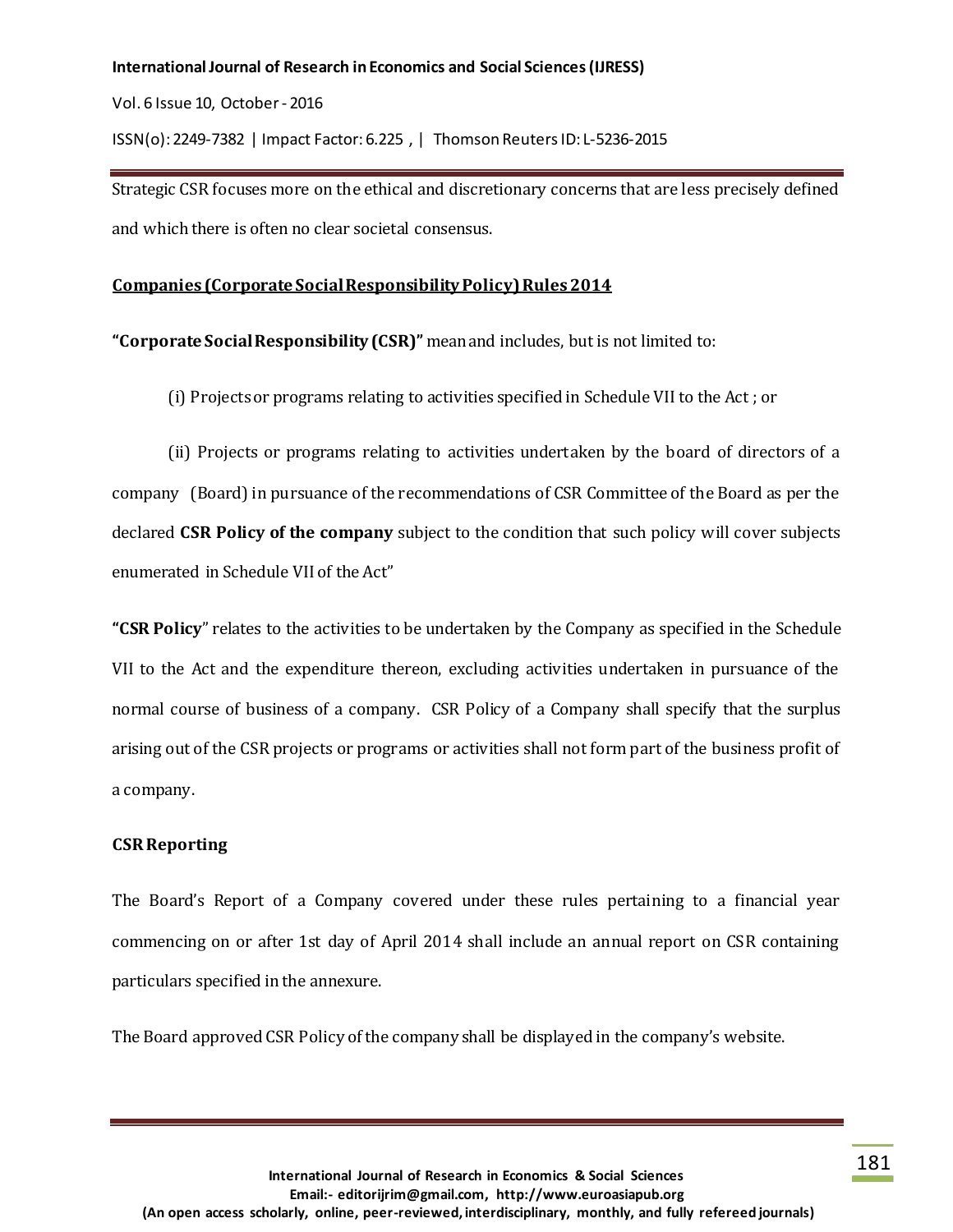Strategic CSR focuses more on the ethical and discretionary concerns that are less precisely defined and which there is often no clear societal consensus.

## Companies (Corporate Social Responsibility Policy) Rules 2014

**"Corporate Social Responsibility (CSR)"** mean and includes, but is not limited to:

(i) Projects or programs relating to activities specified in Schedule VII to the Act ; or

(ii) Projects or programs relating to activities undertaken by the board of directors of a company (Board) in pursuance of the recommendations of CSR Committee of the Board as per the declared **CSR Policy of the company** subject to the condition that such policy will cover subjects enumerated in Schedule VII of the Act"

**"CSR Policy"** relates to the activities to be undertaken by the Company as specified in the Schedule VII to the Act and the expenditure thereon, excluding activities undertaken in pursuance of the normal course of business of a company. CSR Policy of a Company shall specify that the surplus arising out of the CSR projects or programs or activities shall not form part of the business profit of a company.

### CSR Reporting

The Board's Report of a Company covered under these rules pertaining to a financial year commencing on or after 1st day of April 2014 shall include an annual report on CSR containing particulars specified in the annexure.

The Board approved CSR Policy of the company shall be displayed in the company's website.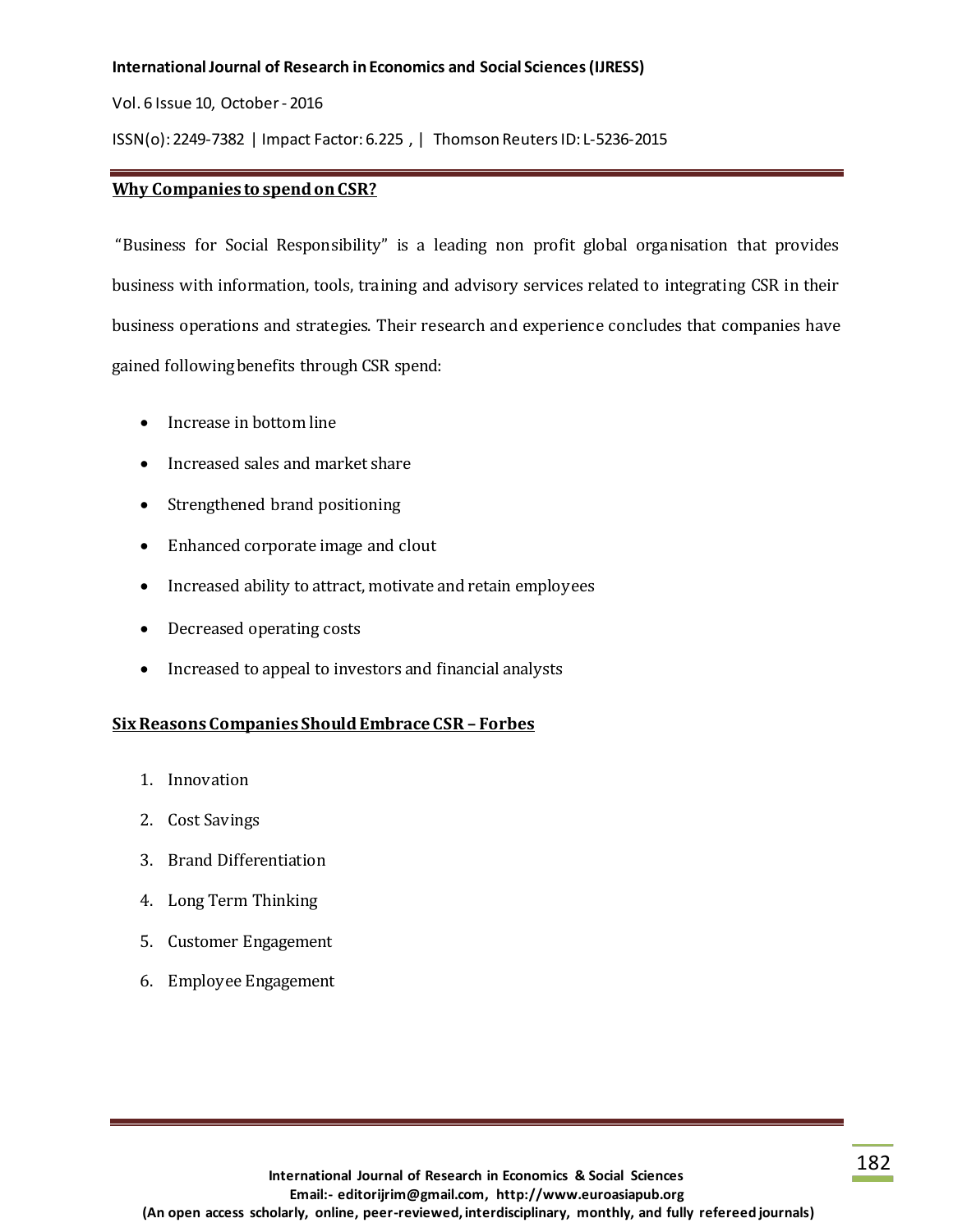**Why Companies to spend on CSR?**

"Business for Social Responsibility" is a leading non profit global organisation that provides business with information, tools, training and advisory services related to integrating CSR in their business operations and strategies. Their research and experience concludes that companies have gained following benefits through CSR spend:

- Increase in bottom line
- Increased sales and market share
- Strengthened brand positioning
- Enhanced corporate image and clout
- Increased ability to attract, motivate and retain employees
- Decreased operating costs
- Increased to appeal to investors and financial analysts

**Six Reasons Companies Should Embrace CSR – Forbes**

1. Innovation
2. Cost Savings
3. Brand Differentiation
4. Long Term Thinking
5. Customer Engagement
6. Employee Engagement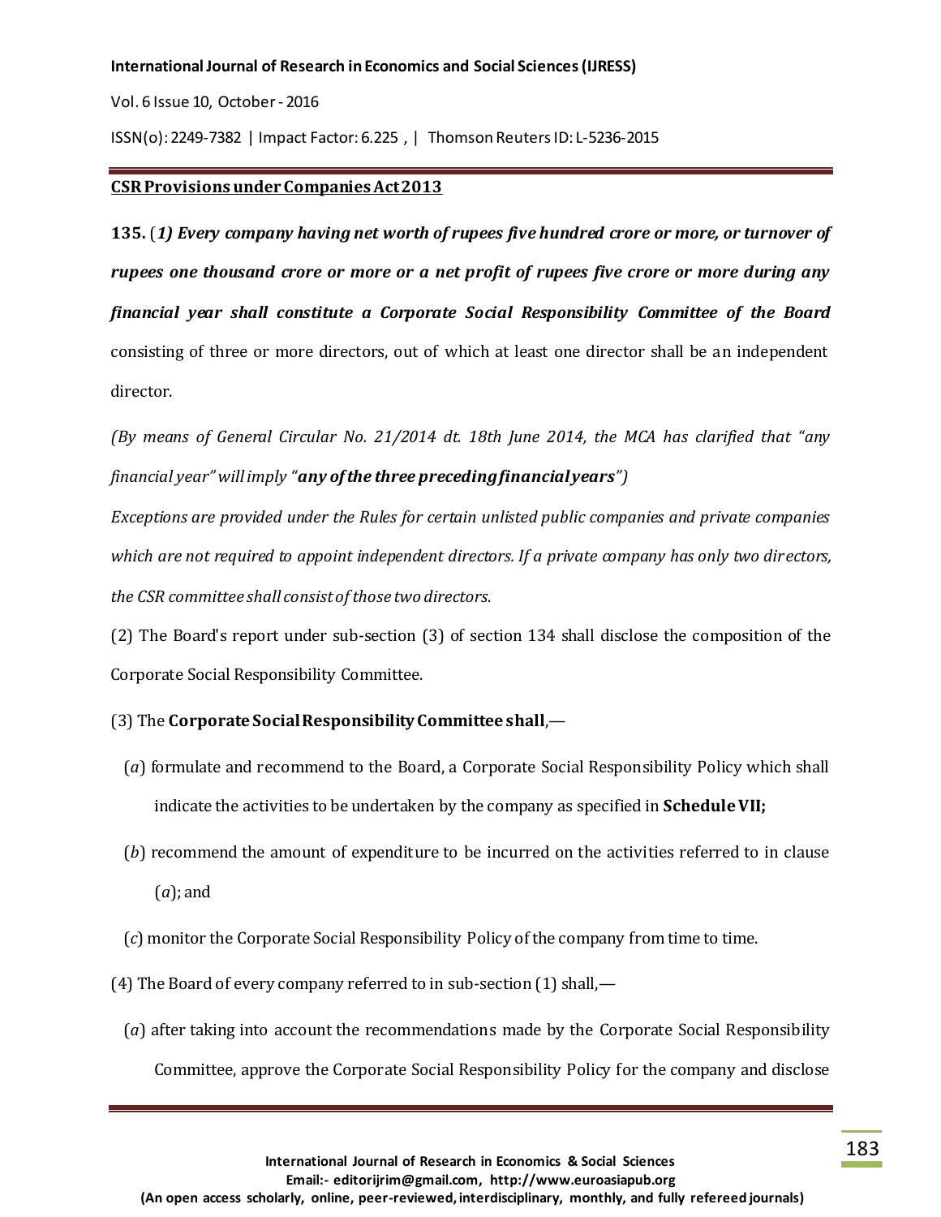**CSR Provisions under Companies Act 2013**

**135.** (***1) Every company having net worth of rupees five hundred crore or more, or turnover of rupees one thousand crore or more or a net profit of rupees five crore or more during any financial year shall constitute a Corporate Social Responsibility Committee of the Board*** consisting of three or more directors, out of which at least one director shall be an independent director.

*(By means of General Circular No. 21/2014 dt. 18th June 2014, the MCA has clarified that "any financial year" will imply "**any of the three preceding financial years**")*

*Exceptions are provided under the Rules for certain unlisted public companies and private companies which are not required to appoint independent directors. If a private company has only two directors, the CSR committee shall consist of those two directors.*

(2) The Board's report under sub-section (3) of section 134 shall disclose the composition of the Corporate Social Responsibility Committee.

(3) The **Corporate Social Responsibility Committee shall**,—

- (*a*) formulate and recommend to the Board, a Corporate Social Responsibility Policy which shall indicate the activities to be undertaken by the company as specified in **Schedule VII;**
- (*b*) recommend the amount of expenditure to be incurred on the activities referred to in clause (*a*); and
- (*c*) monitor the Corporate Social Responsibility Policy of the company from time to time.

(4) The Board of every company referred to in sub-section (1) shall,—

- (*a*) after taking into account the recommendations made by the Corporate Social Responsibility Committee, approve the Corporate Social Responsibility Policy for the company and disclose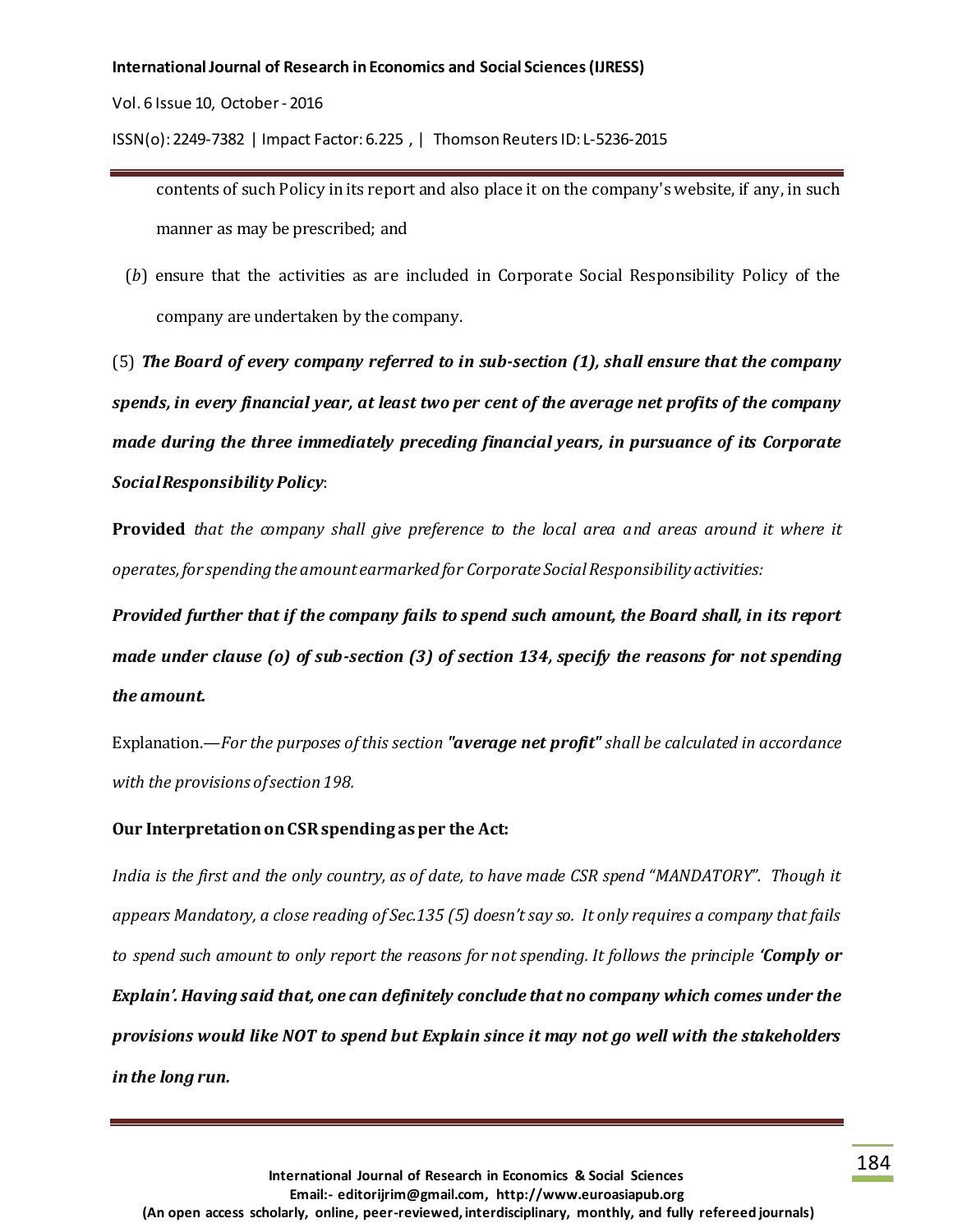contents of such Policy in its report and also place it on the company's website, if any, in such manner as may be prescribed; and

(*b*) ensure that the activities as are included in Corporate Social Responsibility Policy of the company are undertaken by the company.

(5) ***The Board of every company referred to in sub-section (1), shall ensure that the company spends, in every financial year, at least two per cent of the average net profits of the company made during the three immediately preceding financial years, in pursuance of its Corporate Social Responsibility Policy***:

**Provided** *that the company shall give preference to the local area and areas around it where it operates, for spending the amount earmarked for Corporate Social Responsibility activities:*

***Provided further that if the company fails to spend such amount, the Board shall, in its report made under clause (o) of sub-section (3) of section 134, specify the reasons for not spending the amount.***

Explanation.—*For the purposes of this section **"average net profit"** shall be calculated in accordance with the provisions of section 198.*

**Our Interpretation on CSR spending as per the Act:**

*India is the first and the only country, as of date, to have made CSR spend "MANDATORY". Though it appears Mandatory, a close reading of Sec.135 (5) doesn't say so. It only requires a company that fails to spend such amount to only report the reasons for not spending. It follows the principle* ***'Comply or Explain'. Having said that, one can definitely conclude that no company which comes under the provisions would like NOT to spend but Explain since it may not go well with the stakeholders in the long run.***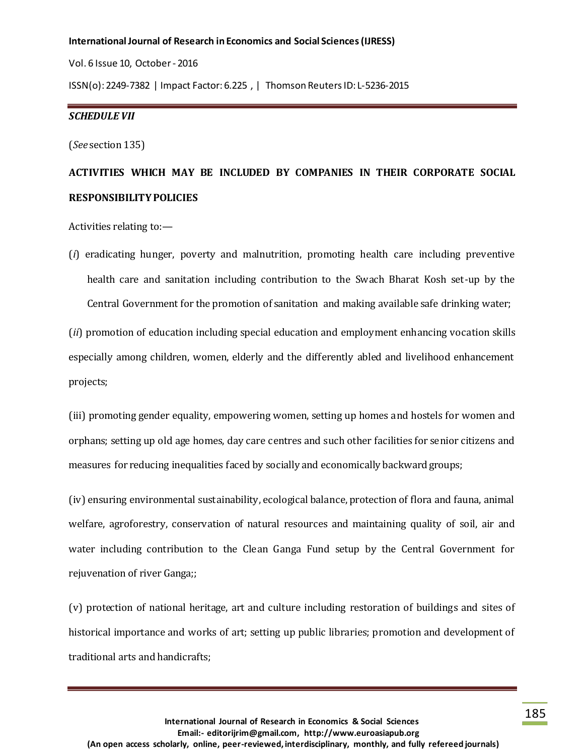***SCHEDULE VII***

(*See* section 135)

**ACTIVITIES WHICH MAY BE INCLUDED BY COMPANIES IN THEIR CORPORATE SOCIAL RESPONSIBILITY POLICIES**

Activities relating to:—

(*i*) eradicating hunger, poverty and malnutrition, promoting health care including preventive health care and sanitation including contribution to the Swach Bharat Kosh set-up by the Central Government for the promotion of sanitation and making available safe drinking water;

(*ii*) promotion of education including special education and employment enhancing vocation skills especially among children, women, elderly and the differently abled and livelihood enhancement projects;

(iii) promoting gender equality, empowering women, setting up homes and hostels for women and orphans; setting up old age homes, day care centres and such other facilities for senior citizens and measures for reducing inequalities faced by socially and economically backward groups;

(iv) ensuring environmental sustainability, ecological balance, protection of flora and fauna, animal welfare, agroforestry, conservation of natural resources and maintaining quality of soil, air and water including contribution to the Clean Ganga Fund setup by the Central Government for rejuvenation of river Ganga;;

(v) protection of national heritage, art and culture including restoration of buildings and sites of historical importance and works of art; setting up public libraries; promotion and development of traditional arts and handicrafts;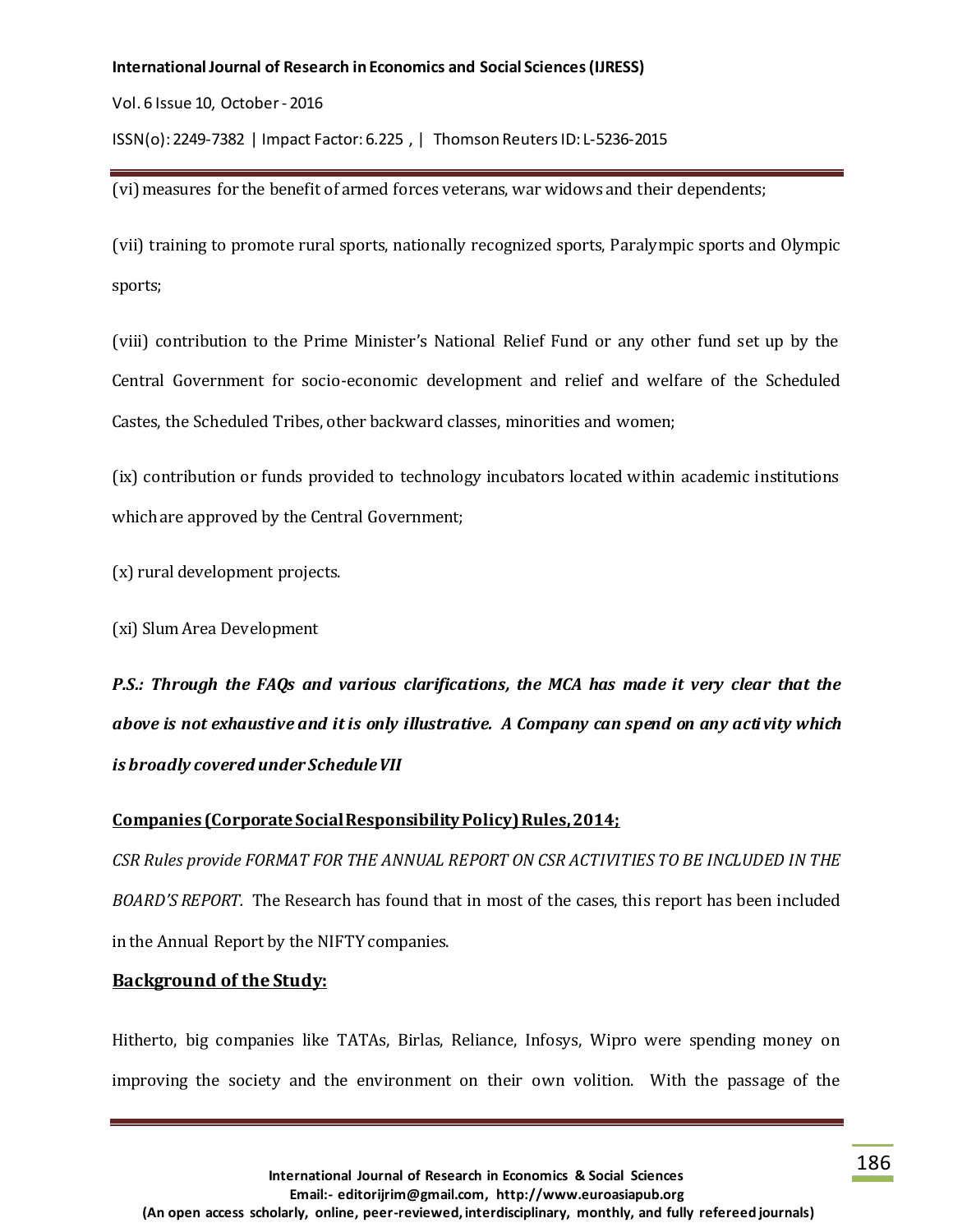(vi) measures for the benefit of armed forces veterans, war widows and their dependents;

(vii) training to promote rural sports, nationally recognized sports, Paralympic sports and Olympic sports;

(viii) contribution to the Prime Minister's National Relief Fund or any other fund set up by the Central Government for socio-economic development and relief and welfare of the Scheduled Castes, the Scheduled Tribes, other backward classes, minorities and women;

(ix) contribution or funds provided to technology incubators located within academic institutions which are approved by the Central Government;

(x) rural development projects.

(xi) Slum Area Development

***P.S.: Through the FAQs and various clarifications, the MCA has made it very clear that the above is not exhaustive and it is only illustrative. A Company can spend on any activity which is broadly covered under Schedule VII***

**Companies (Corporate Social Responsibility Policy) Rules, 2014;**

*CSR Rules provide FORMAT FOR THE ANNUAL REPORT ON CSR ACTIVITIES TO BE INCLUDED IN THE BOARD'S REPORT.* The Research has found that in most of the cases, this report has been included in the Annual Report by the NIFTY companies.

## Background of the Study:

Hitherto, big companies like TATAs, Birlas, Reliance, Infosys, Wipro were spending money on improving the society and the environment on their own volition. With the passage of the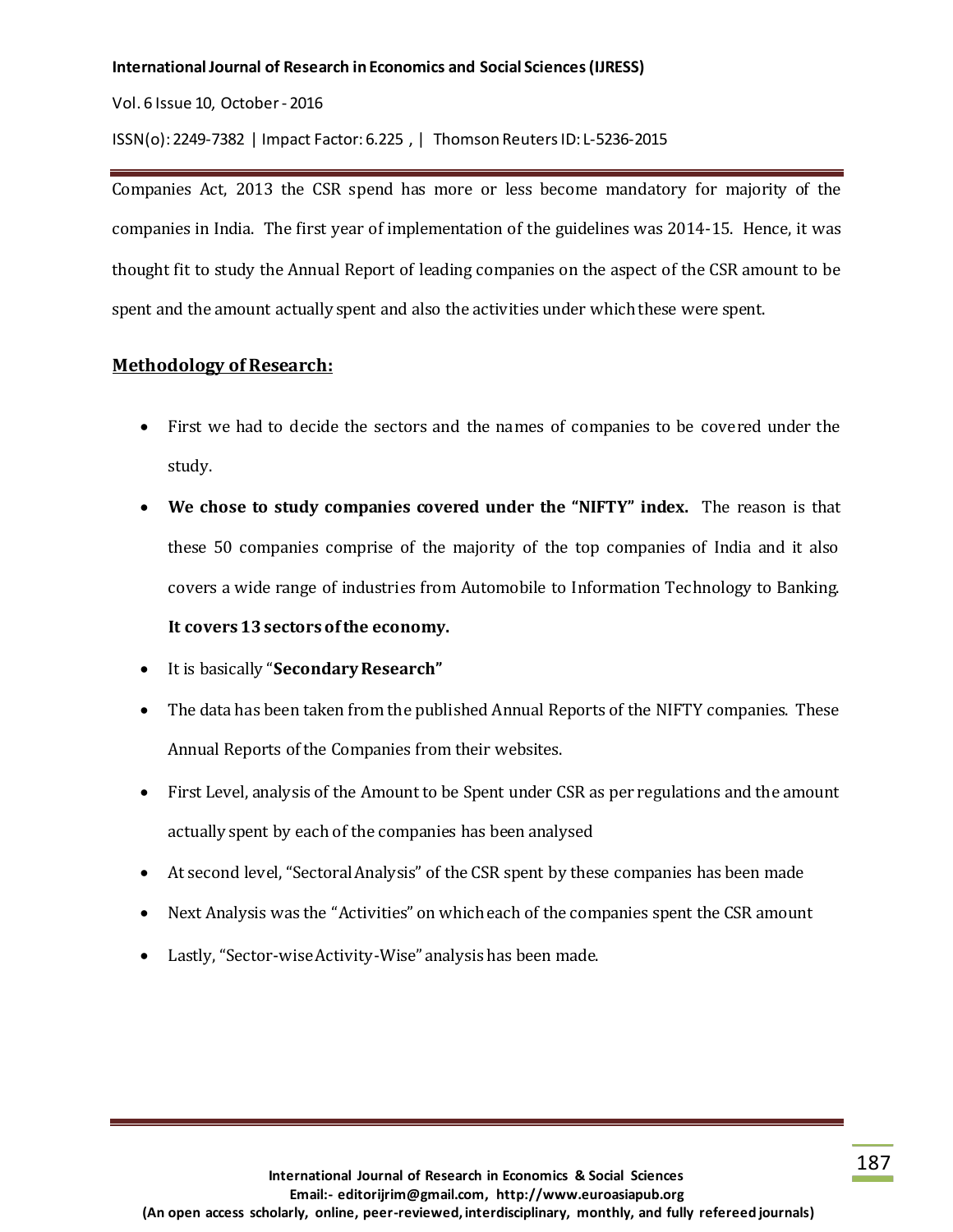Companies Act, 2013 the CSR spend has more or less become mandatory for majority of the companies in India. The first year of implementation of the guidelines was 2014-15. Hence, it was thought fit to study the Annual Report of leading companies on the aspect of the CSR amount to be spent and the amount actually spent and also the activities under which these were spent.

## Methodology of Research:

- First we had to decide the sectors and the names of companies to be covered under the study.
- **We chose to study companies covered under the "NIFTY" index.** The reason is that these 50 companies comprise of the majority of the top companies of India and it also covers a wide range of industries from Automobile to Information Technology to Banking. **It covers 13 sectors of the economy.**
- It is basically "**Secondary Research"**
- The data has been taken from the published Annual Reports of the NIFTY companies. These Annual Reports of the Companies from their websites.
- First Level, analysis of the Amount to be Spent under CSR as per regulations and the amount actually spent by each of the companies has been analysed
- At second level, "Sectoral Analysis" of the CSR spent by these companies has been made
- Next Analysis was the "Activities" on which each of the companies spent the CSR amount
- Lastly, "Sector-wise Activity-Wise" analysis has been made.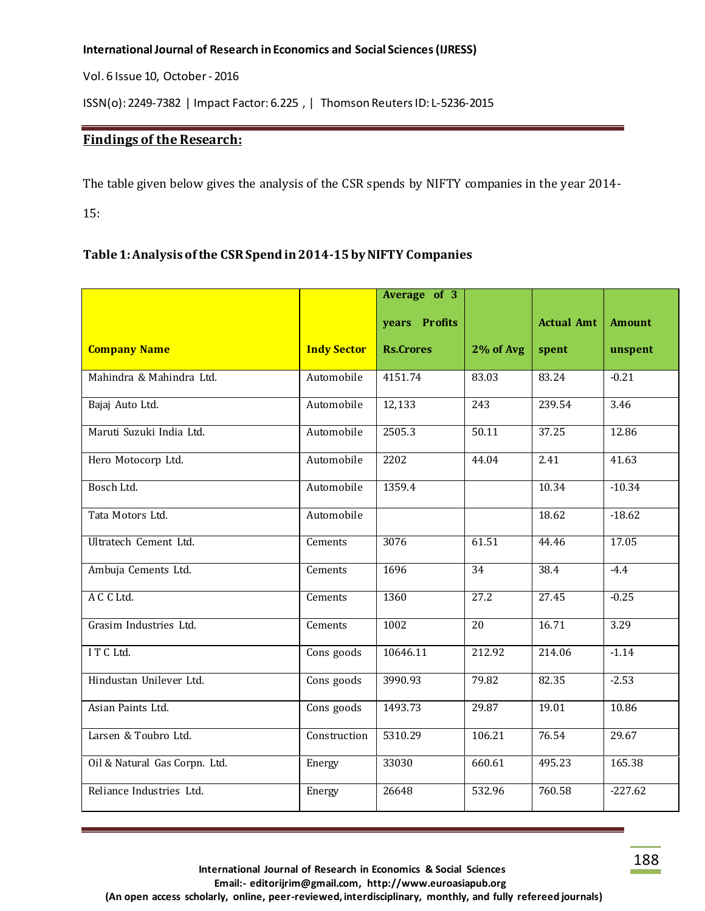## Findings of the Research:

The table given below gives the analysis of the CSR spends by NIFTY companies in the year 2014-15:

### Table 1: Analysis of the CSR Spend in 2014-15 by NIFTY Companies

| Company Name | Indy Sector | Average of 3 years Profits Rs.Crores | 2% of Avg | Actual Amt spent | Amount unspent |
|---|---|---|---|---|---|
| Mahindra & Mahindra Ltd. | Automobile | 4151.74 | 83.03 | 83.24 | -0.21 |
| Bajaj Auto Ltd. | Automobile | 12,133 | 243 | 239.54 | 3.46 |
| Maruti Suzuki India Ltd. | Automobile | 2505.3 | 50.11 | 37.25 | 12.86 |
| Hero Motocorp Ltd. | Automobile | 2202 | 44.04 | 2.41 | 41.63 |
| Bosch Ltd. | Automobile | 1359.4 | | 10.34 | -10.34 |
| Tata Motors Ltd. | Automobile | | | 18.62 | -18.62 |
| Ultratech Cement Ltd. | Cements | 3076 | 61.51 | 44.46 | 17.05 |
| Ambuja Cements Ltd. | Cements | 1696 | 34 | 38.4 | -4.4 |
| A C C Ltd. | Cements | 1360 | 27.2 | 27.45 | -0.25 |
| Grasim Industries Ltd. | Cements | 1002 | 20 | 16.71 | 3.29 |
| I T C Ltd. | Cons goods | 10646.11 | 212.92 | 214.06 | -1.14 |
| Hindustan Unilever Ltd. | Cons goods | 3990.93 | 79.82 | 82.35 | -2.53 |
| Asian Paints Ltd. | Cons goods | 1493.73 | 29.87 | 19.01 | 10.86 |
| Larsen & Toubro Ltd. | Construction | 5310.29 | 106.21 | 76.54 | 29.67 |
| Oil & Natural Gas Corpn. Ltd. | Energy | 33030 | 660.61 | 495.23 | 165.38 |
| Reliance Industries Ltd. | Energy | 26648 | 532.96 | 760.58 | -227.62 |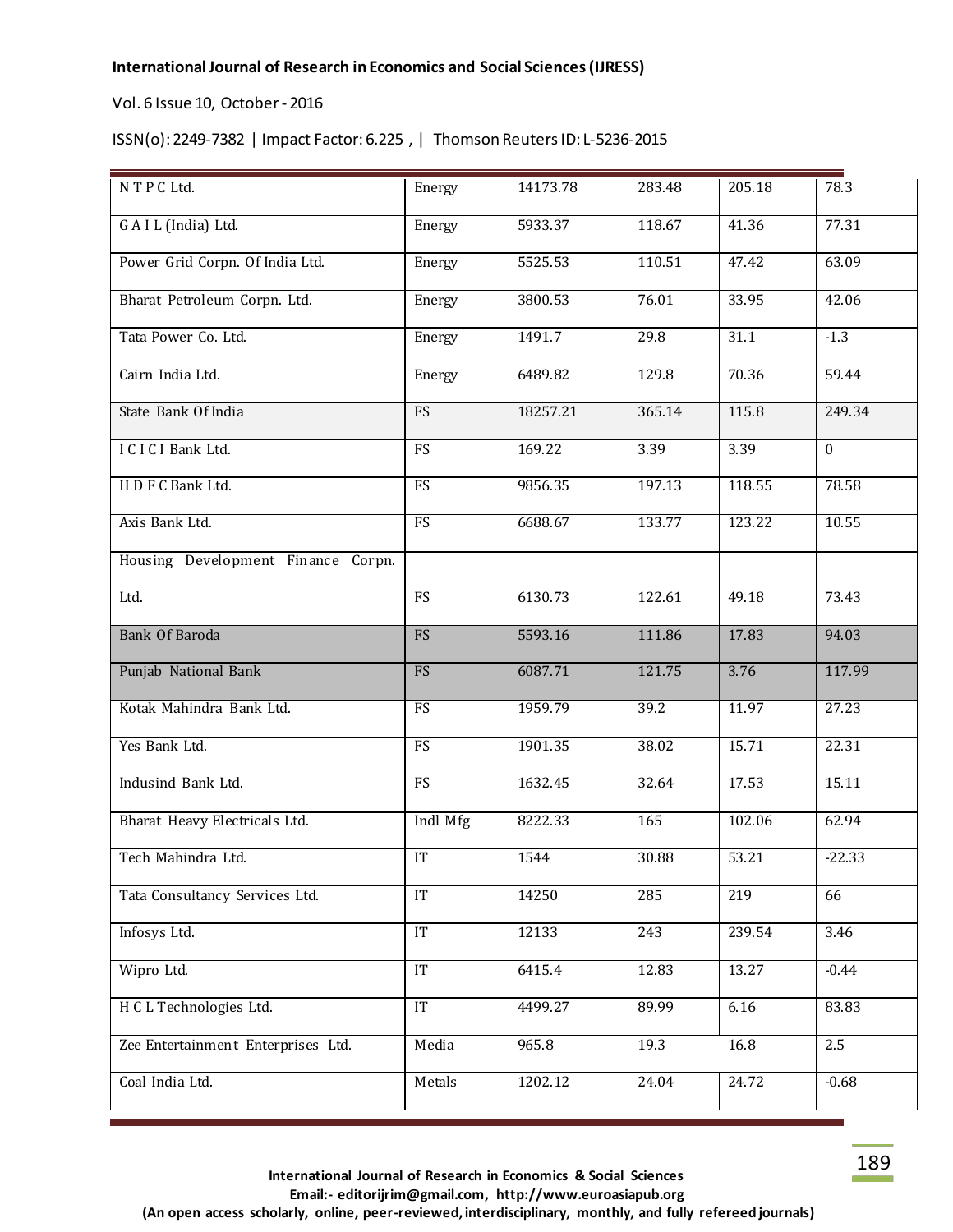| | | | | | |
|---|---|---|---|---|---|
| N T P C Ltd. | Energy | 14173.78 | 283.48 | 205.18 | 78.3 |
| G A I L (India) Ltd. | Energy | 5933.37 | 118.67 | 41.36 | 77.31 |
| Power Grid Corpn. Of India Ltd. | Energy | 5525.53 | 110.51 | 47.42 | 63.09 |
| Bharat Petroleum Corpn. Ltd. | Energy | 3800.53 | 76.01 | 33.95 | 42.06 |
| Tata Power Co. Ltd. | Energy | 1491.7 | 29.8 | 31.1 | -1.3 |
| Cairn India Ltd. | Energy | 6489.82 | 129.8 | 70.36 | 59.44 |
| State Bank Of India | FS | 18257.21 | 365.14 | 115.8 | 249.34 |
| I C I C I Bank Ltd. | FS | 169.22 | 3.39 | 3.39 | 0 |
| H D F C Bank Ltd. | FS | 9856.35 | 197.13 | 118.55 | 78.58 |
| Axis Bank Ltd. | FS | 6688.67 | 133.77 | 123.22 | 10.55 |
| Housing Development Finance Corpn. Ltd. | FS | 6130.73 | 122.61 | 49.18 | 73.43 |
| Bank Of Baroda | FS | 5593.16 | 111.86 | 17.83 | 94.03 |
| Punjab National Bank | FS | 6087.71 | 121.75 | 3.76 | 117.99 |
| Kotak Mahindra Bank Ltd. | FS | 1959.79 | 39.2 | 11.97 | 27.23 |
| Yes Bank Ltd. | FS | 1901.35 | 38.02 | 15.71 | 22.31 |
| Indusind Bank Ltd. | FS | 1632.45 | 32.64 | 17.53 | 15.11 |
| Bharat Heavy Electricals Ltd. | Indl Mfg | 8222.33 | 165 | 102.06 | 62.94 |
| Tech Mahindra Ltd. | IT | 1544 | 30.88 | 53.21 | -22.33 |
| Tata Consultancy Services Ltd. | IT | 14250 | 285 | 219 | 66 |
| Infosys Ltd. | IT | 12133 | 243 | 239.54 | 3.46 |
| Wipro Ltd. | IT | 6415.4 | 12.83 | 13.27 | -0.44 |
| H C L Technologies Ltd. | IT | 4499.27 | 89.99 | 6.16 | 83.83 |
| Zee Entertainment Enterprises Ltd. | Media | 965.8 | 19.3 | 16.8 | 2.5 |
| Coal India Ltd. | Metals | 1202.12 | 24.04 | 24.72 | -0.68 |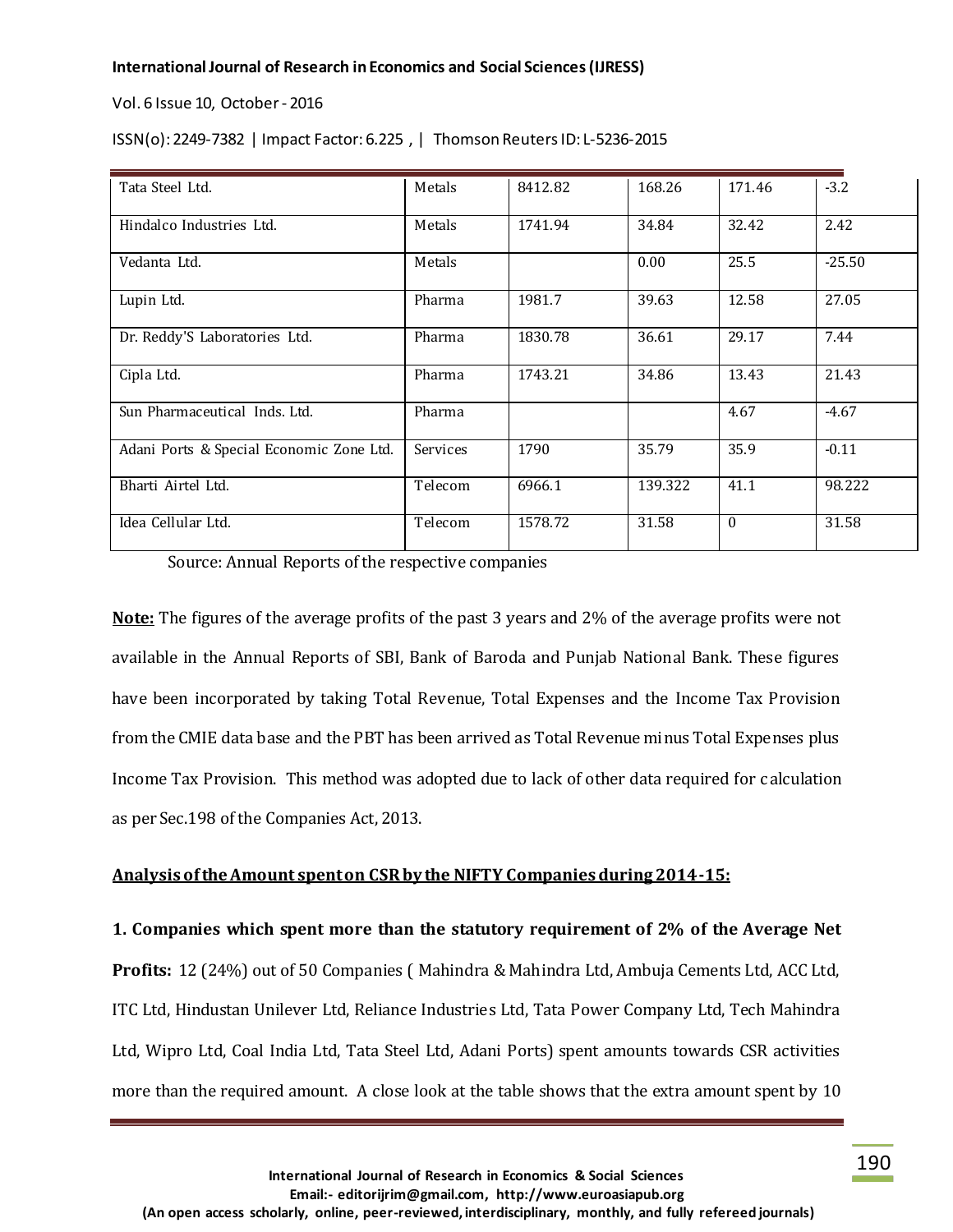| | | | | | |
|---|---|---|---|---|---|
| Tata Steel Ltd. | Metals | 8412.82 | 168.26 | 171.46 | -3.2 |
| Hindalco Industries Ltd. | Metals | 1741.94 | 34.84 | 32.42 | 2.42 |
| Vedanta Ltd. | Metals | | 0.00 | 25.5 | -25.50 |
| Lupin Ltd. | Pharma | 1981.7 | 39.63 | 12.58 | 27.05 |
| Dr. Reddy'S Laboratories Ltd. | Pharma | 1830.78 | 36.61 | 29.17 | 7.44 |
| Cipla Ltd. | Pharma | 1743.21 | 34.86 | 13.43 | 21.43 |
| Sun Pharmaceutical Inds. Ltd. | Pharma | | | 4.67 | -4.67 |
| Adani Ports & Special Economic Zone Ltd. | Services | 1790 | 35.79 | 35.9 | -0.11 |
| Bharti Airtel Ltd. | Telecom | 6966.1 | 139.322 | 41.1 | 98.222 |
| Idea Cellular Ltd. | Telecom | 1578.72 | 31.58 | 0 | 31.58 |

Source: Annual Reports of the respective companies

**Note:** The figures of the average profits of the past 3 years and 2% of the average profits were not available in the Annual Reports of SBI, Bank of Baroda and Punjab National Bank. These figures have been incorporated by taking Total Revenue, Total Expenses and the Income Tax Provision from the CMIE data base and the PBT has been arrived as Total Revenue minus Total Expenses plus Income Tax Provision. This method was adopted due to lack of other data required for calculation as per Sec.198 of the Companies Act, 2013.

## Analysis of the Amount spent on CSR by the NIFTY Companies during 2014-15:

**1. Companies which spent more than the statutory requirement of 2% of the Average Net Profits:** 12 (24%) out of 50 Companies ( Mahindra & Mahindra Ltd, Ambuja Cements Ltd, ACC Ltd, ITC Ltd, Hindustan Unilever Ltd, Reliance Industries Ltd, Tata Power Company Ltd, Tech Mahindra Ltd, Wipro Ltd, Coal India Ltd, Tata Steel Ltd, Adani Ports) spent amounts towards CSR activities more than the required amount. A close look at the table shows that the extra amount spent by 10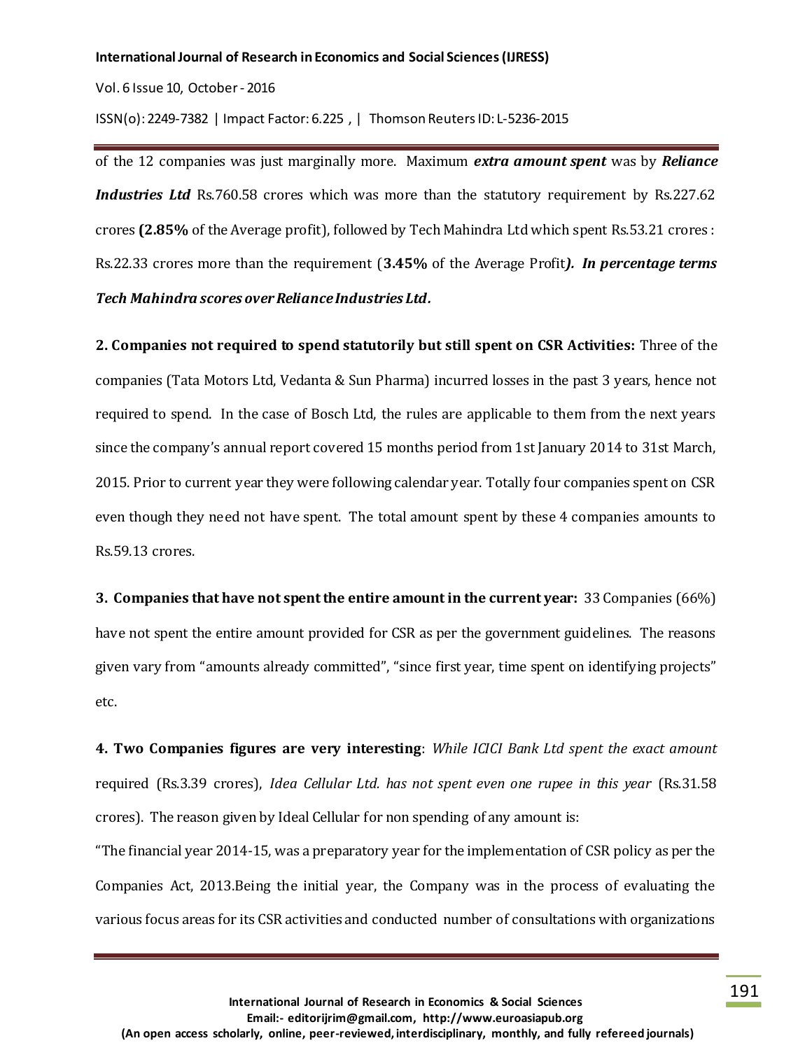of the 12 companies was just marginally more. Maximum ***extra amount spent*** was by ***Reliance Industries Ltd*** Rs.760.58 crores which was more than the statutory requirement by Rs.227.62 crores **(2.85%** of the Average profit), followed by Tech Mahindra Ltd which spent Rs.53.21 crores : Rs.22.33 crores more than the requirement (**3.45%** of the Average Profit***). In percentage terms Tech Mahindra scores over Reliance Industries Ltd.***

**2. Companies not required to spend statutorily but still spent on CSR Activities:** Three of the companies (Tata Motors Ltd, Vedanta & Sun Pharma) incurred losses in the past 3 years, hence not required to spend. In the case of Bosch Ltd, the rules are applicable to them from the next years since the company's annual report covered 15 months period from 1st January 2014 to 31st March, 2015. Prior to current year they were following calendar year. Totally four companies spent on CSR even though they need not have spent. The total amount spent by these 4 companies amounts to Rs.59.13 crores.

**3. Companies that have not spent the entire amount in the current year:** 33 Companies (66%) have not spent the entire amount provided for CSR as per the government guidelines. The reasons given vary from "amounts already committed", "since first year, time spent on identifying projects" etc.

**4. Two Companies figures are very interesting**: *While ICICI Bank Ltd spent the exact amount* required (Rs.3.39 crores), *Idea Cellular Ltd. has not spent even one rupee in this year* (Rs.31.58 crores). The reason given by Ideal Cellular for non spending of any amount is:

"The financial year 2014-15, was a preparatory year for the implementation of CSR policy as per the Companies Act, 2013.Being the initial year, the Company was in the process of evaluating the various focus areas for its CSR activities and conducted number of consultations with organizations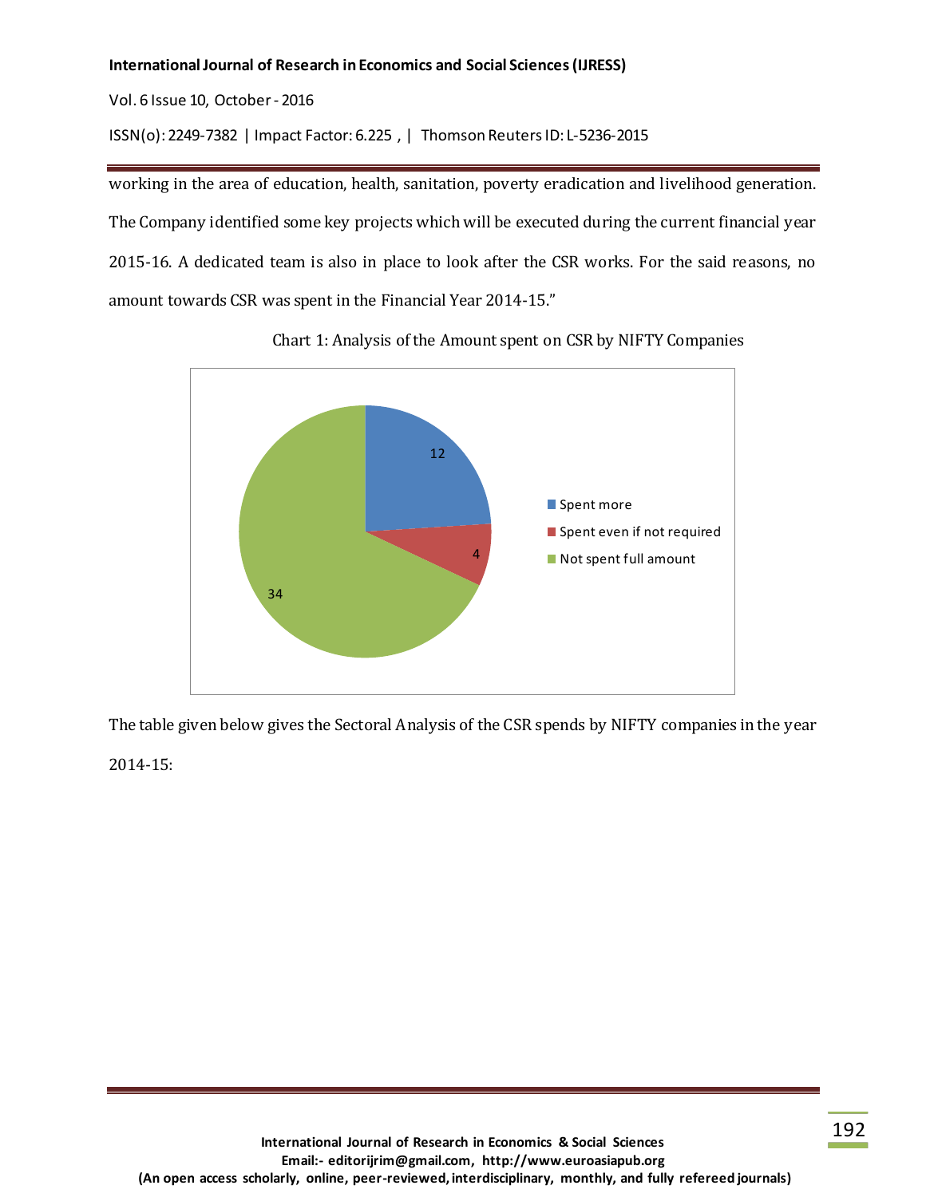working in the area of education, health, sanitation, poverty eradication and livelihood generation. The Company identified some key projects which will be executed during the current financial year 2015-16. A dedicated team is also in place to look after the CSR works. For the said reasons, no amount towards CSR was spent in the Financial Year 2014-15."

Chart 1: Analysis of the Amount spent on CSR by NIFTY Companies

12

4

34

Spent more

Spent even if not required

Not spent full amount

The table given below gives the Sectoral Analysis of the CSR spends by NIFTY companies in the year 2014-15: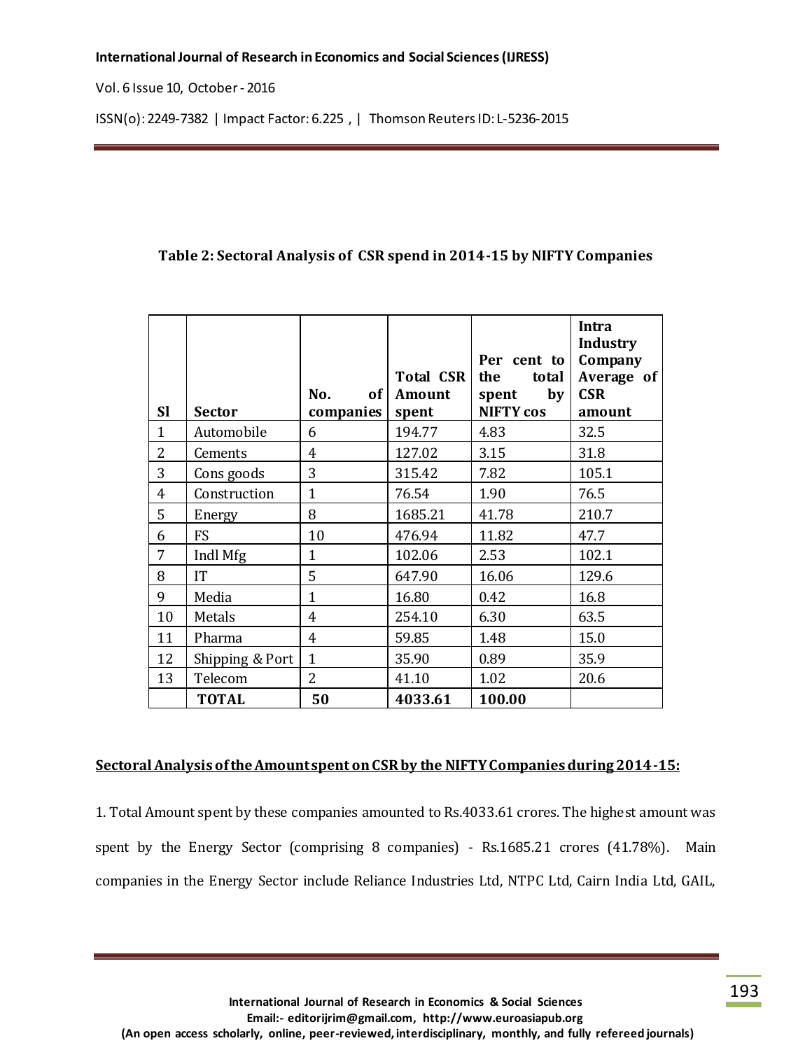**Table 2: Sectoral Analysis of CSR spend in 2014-15 by NIFTY Companies**

| Sl | Sector | No. of companies | Total CSR Amount spent | Per cent to the total spent by NIFTY cos | Intra Industry Company Average of CSR amount |
|---|---|---|---|---|---|
| 1 | Automobile | 6 | 194.77 | 4.83 | 32.5 |
| 2 | Cements | 4 | 127.02 | 3.15 | 31.8 |
| 3 | Cons goods | 3 | 315.42 | 7.82 | 105.1 |
| 4 | Construction | 1 | 76.54 | 1.90 | 76.5 |
| 5 | Energy | 8 | 1685.21 | 41.78 | 210.7 |
| 6 | FS | 10 | 476.94 | 11.82 | 47.7 |
| 7 | Indl Mfg | 1 | 102.06 | 2.53 | 102.1 |
| 8 | IT | 5 | 647.90 | 16.06 | 129.6 |
| 9 | Media | 1 | 16.80 | 0.42 | 16.8 |
| 10 | Metals | 4 | 254.10 | 6.30 | 63.5 |
| 11 | Pharma | 4 | 59.85 | 1.48 | 15.0 |
| 12 | Shipping & Port | 1 | 35.90 | 0.89 | 35.9 |
| 13 | Telecom | 2 | 41.10 | 1.02 | 20.6 |
| | **TOTAL** | **50** | **4033.61** | **100.00** | |

**<u>Sectoral Analysis of the Amount spent on CSR by the NIFTY Companies during 2014-15:</u>**

1. Total Amount spent by these companies amounted to Rs.4033.61 crores. The highest amount was spent by the Energy Sector (comprising 8 companies) - Rs.1685.21 crores (41.78%). Main companies in the Energy Sector include Reliance Industries Ltd, NTPC Ltd, Cairn India Ltd, GAIL,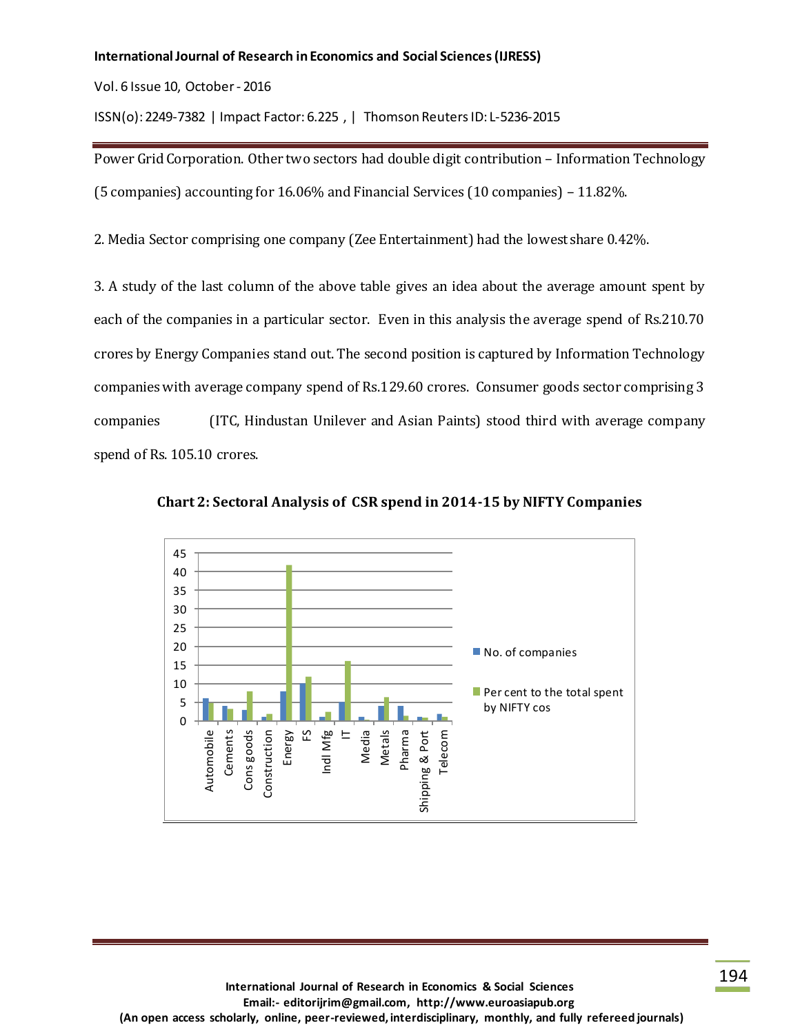Power Grid Corporation. Other two sectors had double digit contribution – Information Technology (5 companies) accounting for 16.06% and Financial Services (10 companies) – 11.82%.

2. Media Sector comprising one company (Zee Entertainment) had the lowest share 0.42%.

3. A study of the last column of the above table gives an idea about the average amount spent by each of the companies in a particular sector. Even in this analysis the average spend of Rs.210.70 crores by Energy Companies stand out. The second position is captured by Information Technology companies with average company spend of Rs.129.60 crores. Consumer goods sector comprising 3 companies (ITC, Hindustan Unilever and Asian Paints) stood third with average company spend of Rs. 105.10 crores.

**Chart 2: Sectoral Analysis of CSR spend in 2014-15 by NIFTY Companies**

45
40
35
30
25
20
15
10
5
0

Automobile
Cements
Cons goods
Construction
Energy
FS
Indl Mfg
IT
Media
Metals
Pharma
Shipping & Port
Telecom

No. of companies
Per cent to the total spent by NIFTY cos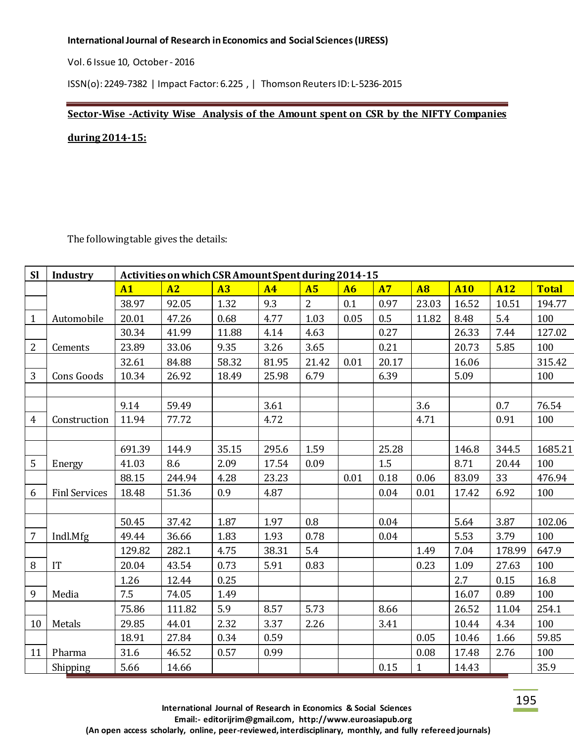**Sector-Wise -Activity Wise Analysis of the Amount spent on CSR by the NIFTY Companies during 2014-15:**

The following table gives the details:

| Sl | Industry | Activities on which CSR Amount Spent during 2014-15 | | | | | | | | | | |
|---|---|---|---|---|---|---|---|---|---|---|---|---|
| | | A1 | A2 | A3 | A4 | A5 | A6 | A7 | A8 | A10 | A12 | Total |
| | | 38.97 | 92.05 | 1.32 | 9.3 | 2 | 0.1 | 0.97 | 23.03 | 16.52 | 10.51 | 194.77 |
| 1 | Automobile | 20.01 | 47.26 | 0.68 | 4.77 | 1.03 | 0.05 | 0.5 | 11.82 | 8.48 | 5.4 | 100 |
| | | 30.34 | 41.99 | 11.88 | 4.14 | 4.63 | | 0.27 | | 26.33 | 7.44 | 127.02 |
| 2 | Cements | 23.89 | 33.06 | 9.35 | 3.26 | 3.65 | | 0.21 | | 20.73 | 5.85 | 100 |
| | | 32.61 | 84.88 | 58.32 | 81.95 | 21.42 | 0.01 | 20.17 | | 16.06 | | 315.42 |
| 3 | Cons Goods | 10.34 | 26.92 | 18.49 | 25.98 | 6.79 | | 6.39 | | 5.09 | | 100 |
| | | | | | | | | | | | | |
| | | 9.14 | 59.49 | | 3.61 | | | | 3.6 | | 0.7 | 76.54 |
| 4 | Construction | 11.94 | 77.72 | | 4.72 | | | | 4.71 | | 0.91 | 100 |
| | | | | | | | | | | | | |
| | | 691.39 | 144.9 | 35.15 | 295.6 | 1.59 | | 25.28 | | 146.8 | 344.5 | 1685.21 |
| 5 | Energy | 41.03 | 8.6 | 2.09 | 17.54 | 0.09 | | 1.5 | | 8.71 | 20.44 | 100 |
| | | 88.15 | 244.94 | 4.28 | 23.23 | | 0.01 | 0.18 | 0.06 | 83.09 | 33 | 476.94 |
| 6 | Finl Services | 18.48 | 51.36 | 0.9 | 4.87 | | | 0.04 | 0.01 | 17.42 | 6.92 | 100 |
| | | | | | | | | | | | | |
| | | 50.45 | 37.42 | 1.87 | 1.97 | 0.8 | | 0.04 | | 5.64 | 3.87 | 102.06 |
| 7 | Indl.Mfg | 49.44 | 36.66 | 1.83 | 1.93 | 0.78 | | 0.04 | | 5.53 | 3.79 | 100 |
| | | 129.82 | 282.1 | 4.75 | 38.31 | 5.4 | | | 1.49 | 7.04 | 178.99 | 647.9 |
| 8 | IT | 20.04 | 43.54 | 0.73 | 5.91 | 0.83 | | | 0.23 | 1.09 | 27.63 | 100 |
| | | 1.26 | 12.44 | 0.25 | | | | | | 2.7 | 0.15 | 16.8 |
| 9 | Media | 7.5 | 74.05 | 1.49 | | | | | | 16.07 | 0.89 | 100 |
| | | 75.86 | 111.82 | 5.9 | 8.57 | 5.73 | | 8.66 | | 26.52 | 11.04 | 254.1 |
| 10 | Metals | 29.85 | 44.01 | 2.32 | 3.37 | 2.26 | | 3.41 | | 10.44 | 4.34 | 100 |
| | | 18.91 | 27.84 | 0.34 | 0.59 | | | | 0.05 | 10.46 | 1.66 | 59.85 |
| 11 | Pharma | 31.6 | 46.52 | 0.57 | 0.99 | | | | 0.08 | 17.48 | 2.76 | 100 |
| | Shipping | 5.66 | 14.66 | | | | | 0.15 | 1 | 14.43 | | 35.9 |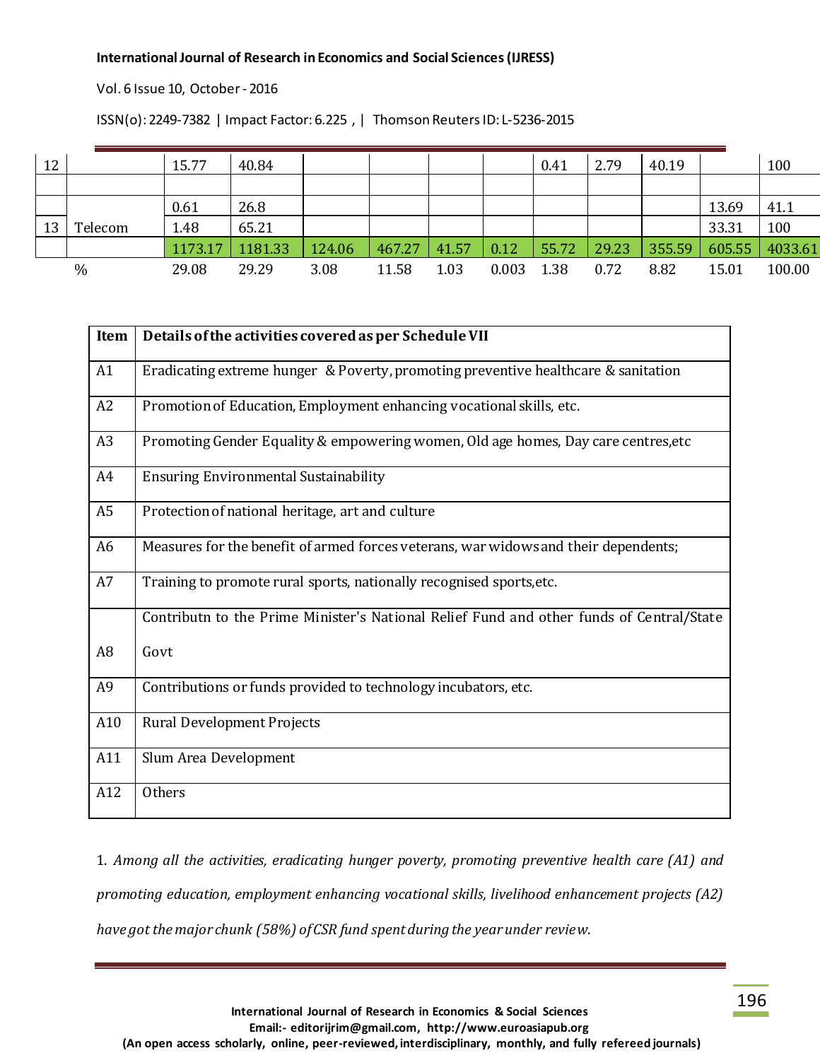| | | | | | | | | | | | | |
|---|---|---|---|---|---|---|---|---|---|---|---|---|
| 12 | | 15.77 | 40.84 | | | | | 0.41 | 2.79 | 40.19 | | 100 |
| | | | | | | | | | | | | |
| | | 0.61 | 26.8 | | | | | | | | 13.69 | 41.1 |
| 13 | Telecom | 1.48 | 65.21 | | | | | | | | 33.31 | 100 |
| | | 1173.17 | 1181.33 | 124.06 | 467.27 | 41.57 | 0.12 | 55.72 | 29.23 | 355.59 | 605.55 | 4033.61 |
| | % | 29.08 | 29.29 | 3.08 | 11.58 | 1.03 | 0.003 | 1.38 | 0.72 | 8.82 | 15.01 | 100.00 |

| Item | Details of the activities covered as per Schedule VII |
|---|---|
| A1 | Eradicating extreme hunger & Poverty, promoting preventive healthcare & sanitation |
| A2 | Promotion of Education, Employment enhancing vocational skills, etc. |
| A3 | Promoting Gender Equality & empowering women, Old age homes, Day care centres,etc |
| A4 | Ensuring Environmental Sustainability |
| A5 | Protection of national heritage, art and culture |
| A6 | Measures for the benefit of armed forces veterans, war widows and their dependents; |
| A7 | Training to promote rural sports, nationally recognised sports,etc. |
| A8 | Contributn to the Prime Minister's National Relief Fund and other funds of Central/State Govt |
| A9 | Contributions or funds provided to technology incubators, etc. |
| A10 | Rural Development Projects |
| A11 | Slum Area Development |
| A12 | Others |

1. *Among all the activities, eradicating hunger poverty, promoting preventive health care (A1) and promoting education, employment enhancing vocational skills, livelihood enhancement projects (A2) have got the major chunk (58%) of CSR fund spent during the year under review.*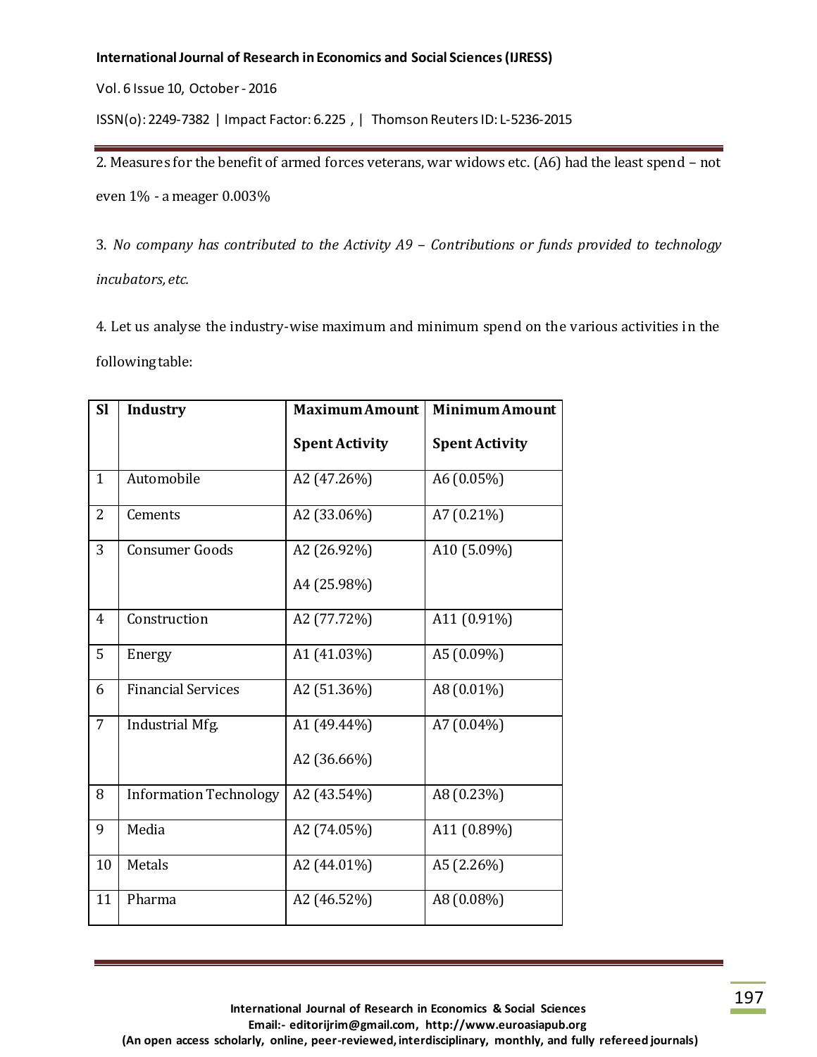2. Measures for the benefit of armed forces veterans, war widows etc. (A6) had the least spend – not even 1% - a meager 0.003%

3. *No company has contributed to the Activity A9 – Contributions or funds provided to technology incubators, etc.*

4. Let us analyse the industry-wise maximum and minimum spend on the various activities in the following table:

| Sl | Industry | Maximum Amount Spent Activity | Minimum Amount Spent Activity |
|---|---|---|---|
| 1 | Automobile | A2 (47.26%) | A6 (0.05%) |
| 2 | Cements | A2 (33.06%) | A7 (0.21%) |
| 3 | Consumer Goods | A2 (26.92%)<br>A4 (25.98%) | A10 (5.09%) |
| 4 | Construction | A2 (77.72%) | A11 (0.91%) |
| 5 | Energy | A1 (41.03%) | A5 (0.09%) |
| 6 | Financial Services | A2 (51.36%) | A8 (0.01%) |
| 7 | Industrial Mfg. | A1 (49.44%)<br>A2 (36.66%) | A7 (0.04%) |
| 8 | Information Technology | A2 (43.54%) | A8 (0.23%) |
| 9 | Media | A2 (74.05%) | A11 (0.89%) |
| 10 | Metals | A2 (44.01%) | A5 (2.26%) |
| 11 | Pharma | A2 (46.52%) | A8 (0.08%) |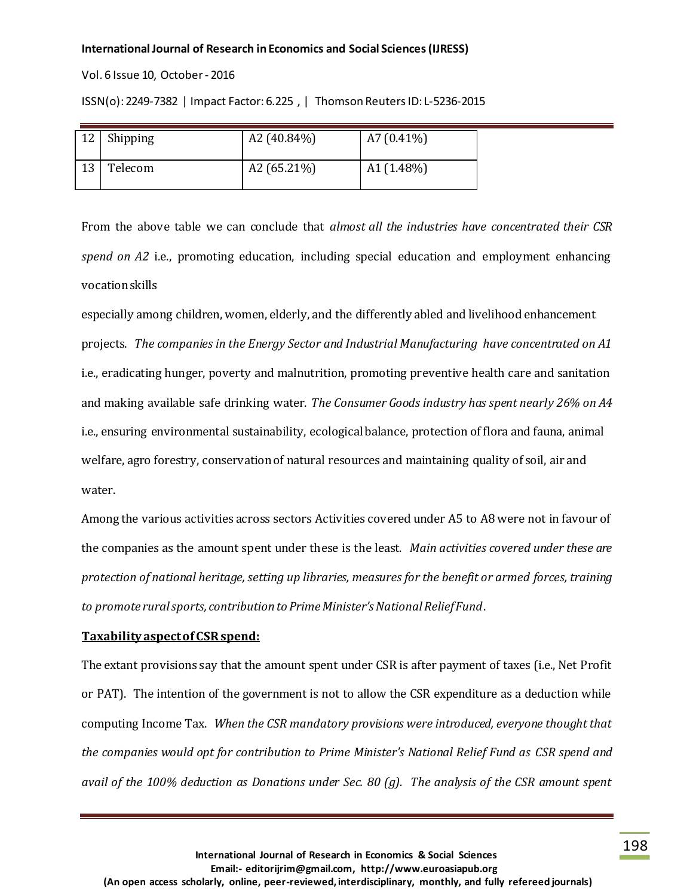| | | | |
|---|---|---|---|
| 12 | Shipping | A2 (40.84%) | A7 (0.41%) |
| 13 | Telecom | A2 (65.21%) | A1 (1.48%) |

From the above table we can conclude that *almost all the industries have concentrated their CSR spend on A2* i.e., promoting education, including special education and employment enhancing vocation skills

especially among children, women, elderly, and the differently abled and livelihood enhancement projects. *The companies in the Energy Sector and Industrial Manufacturing have concentrated on A1* i.e., eradicating hunger, poverty and malnutrition, promoting preventive health care and sanitation and making available safe drinking water. *The Consumer Goods industry has spent nearly 26% on A4* i.e., ensuring environmental sustainability, ecological balance, protection of flora and fauna, animal welfare, agro forestry, conservation of natural resources and maintaining quality of soil, air and water.

Among the various activities across sectors Activities covered under A5 to A8 were not in favour of the companies as the amount spent under these is the least. *Main activities covered under these are protection of national heritage, setting up libraries, measures for the benefit or armed forces, training to promote rural sports, contribution to Prime Minister's National Relief Fund*.

**<u>Taxability aspect of CSR spend:</u>**

The extant provisions say that the amount spent under CSR is after payment of taxes (i.e., Net Profit or PAT). The intention of the government is not to allow the CSR expenditure as a deduction while computing Income Tax. *When the CSR mandatory provisions were introduced, everyone thought that the companies would opt for contribution to Prime Minister's National Relief Fund as CSR spend and avail of the 100% deduction as Donations under Sec. 80 (g). The analysis of the CSR amount spent*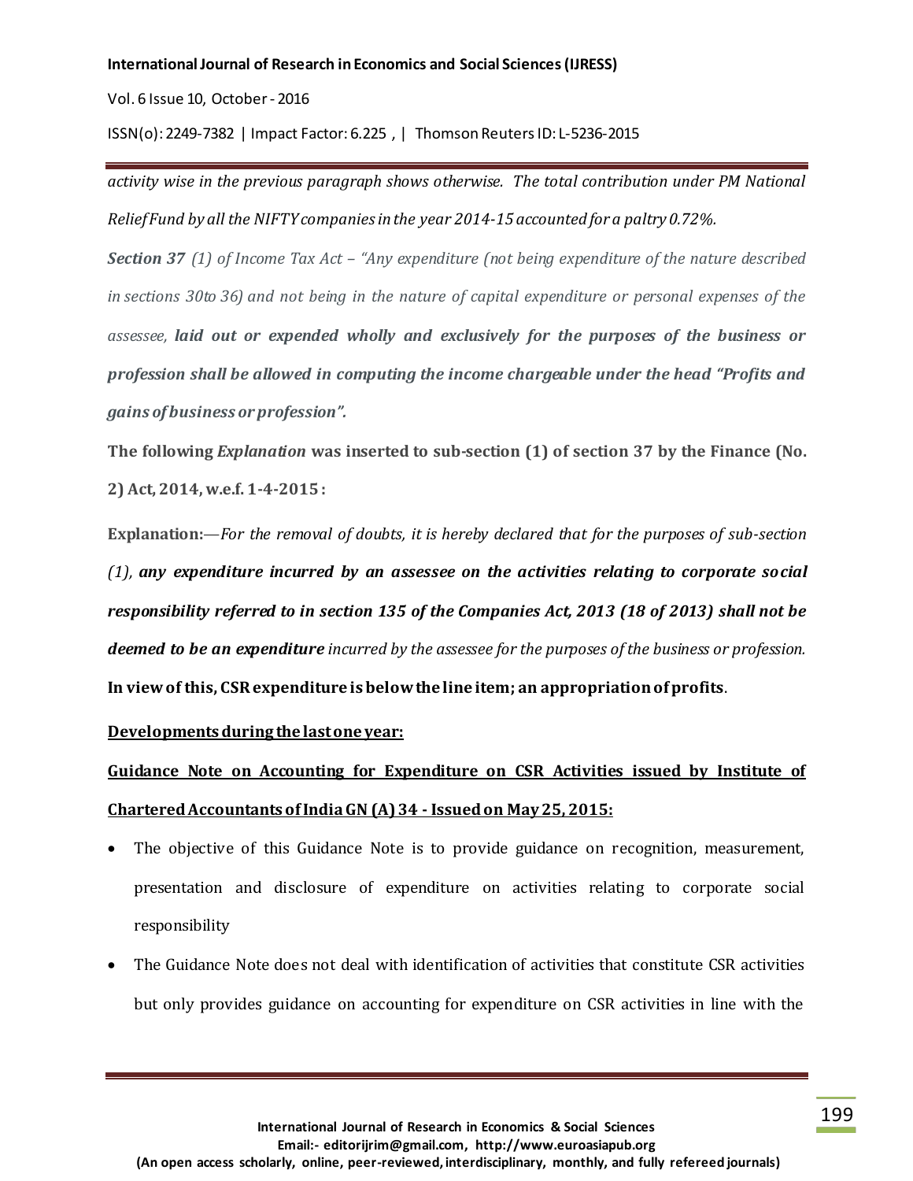*activity wise in the previous paragraph shows otherwise. The total contribution under PM National Relief Fund by all the NIFTY companies in the year 2014-15 accounted for a paltry 0.72%.*

***Section 37** (1) of Income Tax Act – "Any expenditure (not being expenditure of the nature described in sections 30to 36) and not being in the nature of capital expenditure or personal expenses of the assessee, **laid out or expended wholly and exclusively for the purposes of the business or profession shall be allowed in computing the income chargeable under the head "Profits and gains of business or profession".***

**The following *Explanation* was inserted to sub-section (1) of section 37 by the Finance (No. 2) Act, 2014, w.e.f. 1-4-2015 :**

**Explanation:**—*For the removal of doubts, it is hereby declared that for the purposes of sub-section (1), **any expenditure incurred by an assessee on the activities relating to corporate social responsibility referred to in section 135 of the Companies Act, 2013 (18 of 2013) shall not be deemed to be an expenditure** incurred by the assessee for the purposes of the business or profession.*

**In view of this, CSR expenditure is below the line item; an appropriation of profits**.

**Developments during the last one year:**

**Guidance Note on Accounting for Expenditure on CSR Activities issued by Institute of Chartered Accountants of India GN (A) 34 - Issued on May 25, 2015:**

- The objective of this Guidance Note is to provide guidance on recognition, measurement, presentation and disclosure of expenditure on activities relating to corporate social responsibility
- The Guidance Note does not deal with identification of activities that constitute CSR activities but only provides guidance on accounting for expenditure on CSR activities in line with the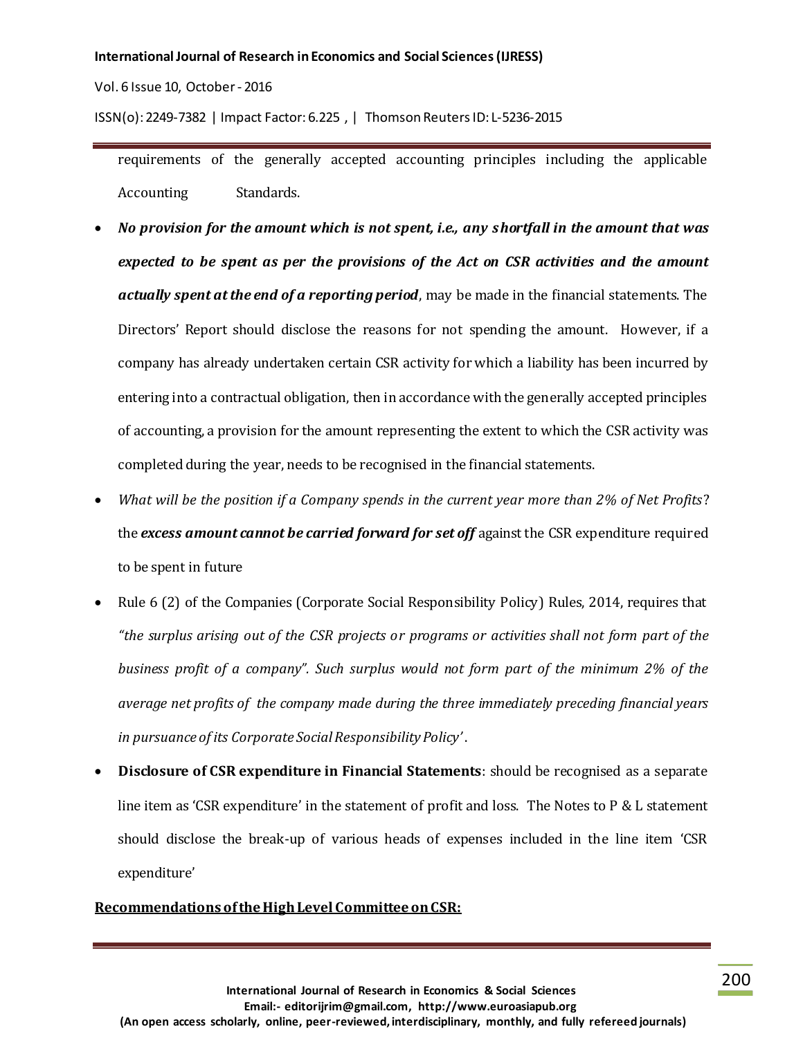requirements of the generally accepted accounting principles including the applicable Accounting Standards.

- ***No provision for the amount which is not spent, i.e., any shortfall in the amount that was expected to be spent as per the provisions of the Act on CSR activities and the amount actually spent at the end of a reporting period***, may be made in the financial statements. The Directors' Report should disclose the reasons for not spending the amount. However, if a company has already undertaken certain CSR activity for which a liability has been incurred by entering into a contractual obligation, then in accordance with the generally accepted principles of accounting, a provision for the amount representing the extent to which the CSR activity was completed during the year, needs to be recognised in the financial statements.
- *What will be the position if a Company spends in the current year more than 2% of Net Profits*? the ***excess amount cannot be carried forward for set off*** against the CSR expenditure required to be spent in future
- Rule 6 (2) of the Companies (Corporate Social Responsibility Policy) Rules, 2014, requires that *"the surplus arising out of the CSR projects or programs or activities shall not form part of the business profit of a company". Such surplus would not form part of the minimum 2% of the average net profits of the company made during the three immediately preceding financial years in pursuance of its Corporate Social Responsibility Policy'*.
- **Disclosure of CSR expenditure in Financial Statements**: should be recognised as a separate line item as 'CSR expenditure' in the statement of profit and loss. The Notes to P & L statement should disclose the break-up of various heads of expenses included in the line item 'CSR expenditure'

**<u>Recommendations of the High Level Committee on CSR:</u>**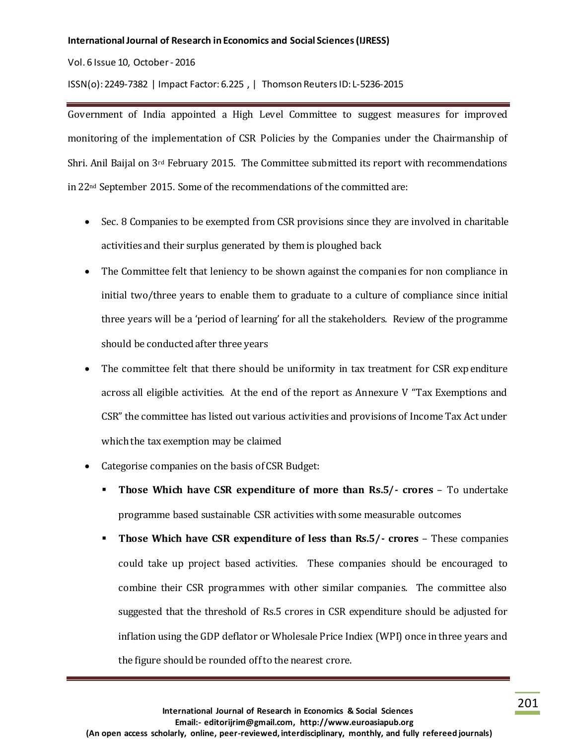Government of India appointed a High Level Committee to suggest measures for improved monitoring of the implementation of CSR Policies by the Companies under the Chairmanship of Shri. Anil Baijal on 3rd February 2015. The Committee submitted its report with recommendations in 22nd September 2015. Some of the recommendations of the committed are:

- Sec. 8 Companies to be exempted from CSR provisions since they are involved in charitable activities and their surplus generated by them is ploughed back
- The Committee felt that leniency to be shown against the companies for non compliance in initial two/three years to enable them to graduate to a culture of compliance since initial three years will be a 'period of learning' for all the stakeholders. Review of the programme should be conducted after three years
- The committee felt that there should be uniformity in tax treatment for CSR expenditure across all eligible activities. At the end of the report as Annexure V "Tax Exemptions and CSR" the committee has listed out various activities and provisions of Income Tax Act under which the tax exemption may be claimed
- Categorise companies on the basis of CSR Budget:
  - **Those Which have CSR expenditure of more than Rs.5/- crores** – To undertake programme based sustainable CSR activities with some measurable outcomes
  - **Those Which have CSR expenditure of less than Rs.5/- crores** – These companies could take up project based activities. These companies should be encouraged to combine their CSR programmes with other similar companies. The committee also suggested that the threshold of Rs.5 crores in CSR expenditure should be adjusted for inflation using the GDP deflator or Wholesale Price Indiex (WPI) once in three years and the figure should be rounded off to the nearest crore.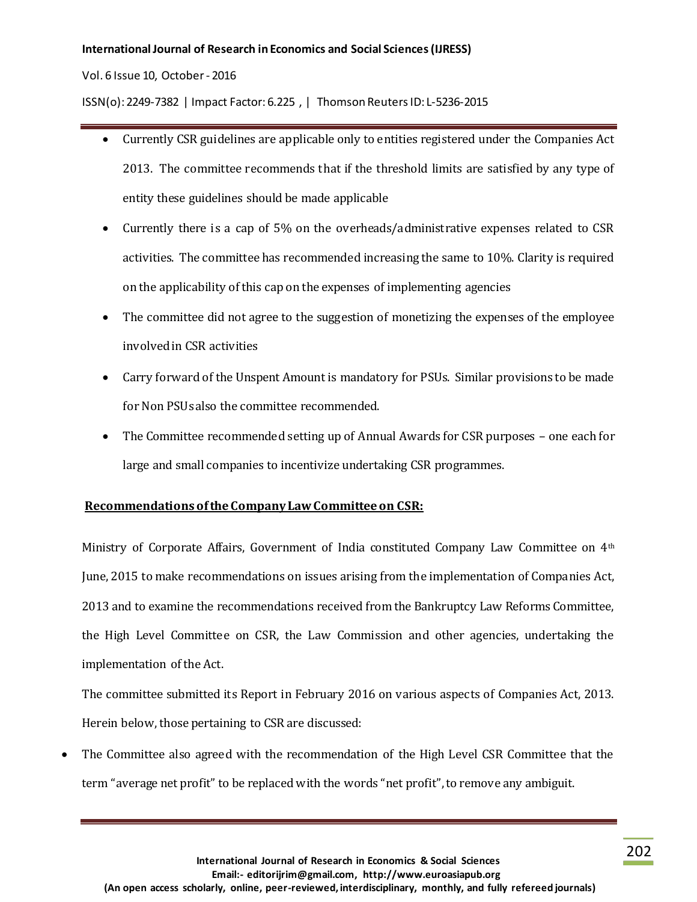- Currently CSR guidelines are applicable only to entities registered under the Companies Act 2013. The committee recommends that if the threshold limits are satisfied by any type of entity these guidelines should be made applicable
- Currently there is a cap of 5% on the overheads/administrative expenses related to CSR activities. The committee has recommended increasing the same to 10%. Clarity is required on the applicability of this cap on the expenses of implementing agencies
- The committee did not agree to the suggestion of monetizing the expenses of the employee involved in CSR activities
- Carry forward of the Unspent Amount is mandatory for PSUs. Similar provisions to be made for Non PSUs also the committee recommended.
- The Committee recommended setting up of Annual Awards for CSR purposes – one each for large and small companies to incentivize undertaking CSR programmes.

**Recommendations of the Company Law Committee on CSR:**

Ministry of Corporate Affairs, Government of India constituted Company Law Committee on 4th June, 2015 to make recommendations on issues arising from the implementation of Companies Act, 2013 and to examine the recommendations received from the Bankruptcy Law Reforms Committee, the High Level Committee on CSR, the Law Commission and other agencies, undertaking the implementation of the Act.

The committee submitted its Report in February 2016 on various aspects of Companies Act, 2013. Herein below, those pertaining to CSR are discussed:

- The Committee also agreed with the recommendation of the High Level CSR Committee that the term "average net profit" to be replaced with the words "net profit", to remove any ambiguit.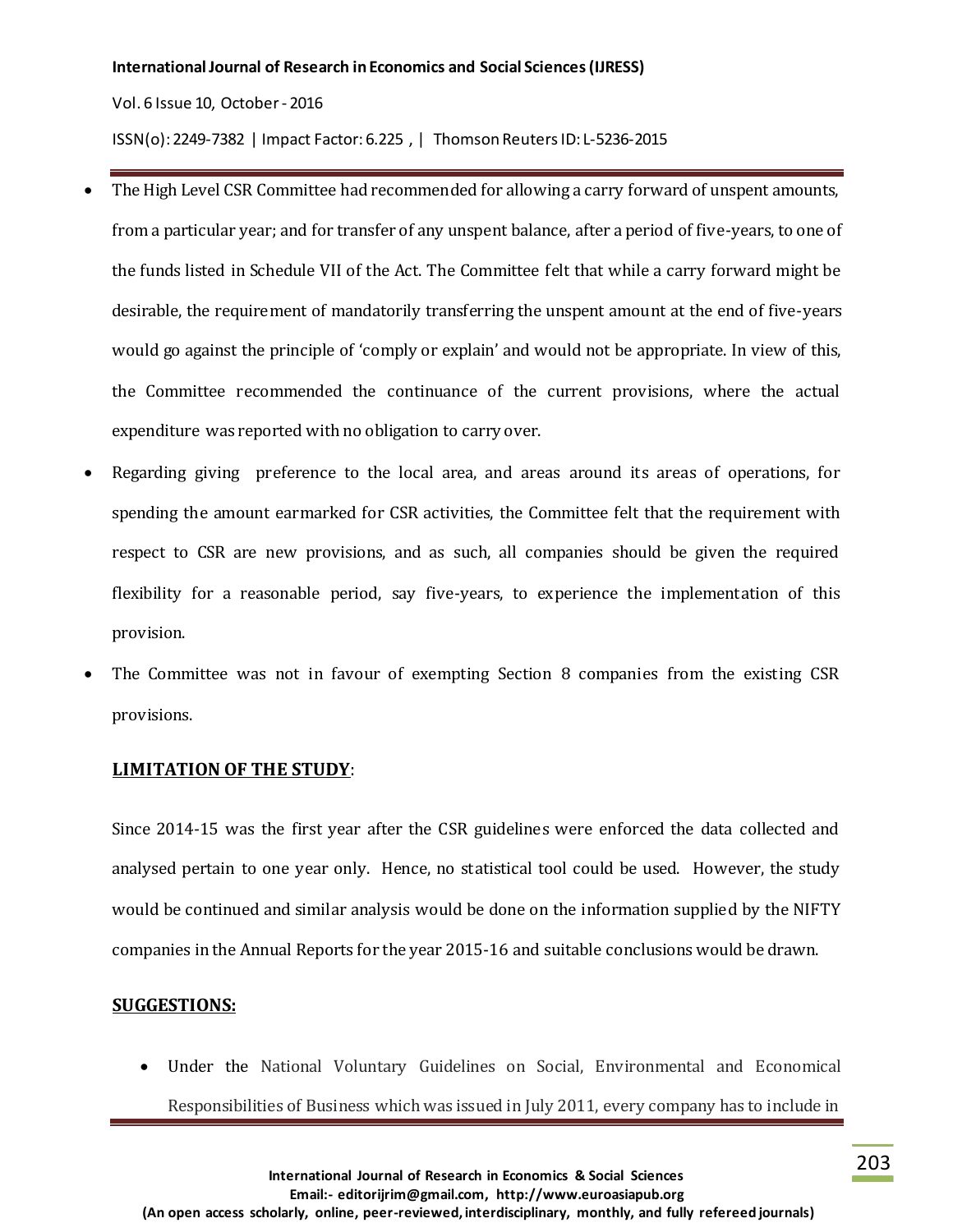- The High Level CSR Committee had recommended for allowing a carry forward of unspent amounts, from a particular year; and for transfer of any unspent balance, after a period of five-years, to one of the funds listed in Schedule VII of the Act. The Committee felt that while a carry forward might be desirable, the requirement of mandatorily transferring the unspent amount at the end of five-years would go against the principle of 'comply or explain' and would not be appropriate. In view of this, the Committee recommended the continuance of the current provisions, where the actual expenditure was reported with no obligation to carry over.
- Regarding giving preference to the local area, and areas around its areas of operations, for spending the amount earmarked for CSR activities, the Committee felt that the requirement with respect to CSR are new provisions, and as such, all companies should be given the required flexibility for a reasonable period, say five-years, to experience the implementation of this provision.
- The Committee was not in favour of exempting Section 8 companies from the existing CSR provisions.

**LIMITATION OF THE STUDY**:

Since 2014-15 was the first year after the CSR guidelines were enforced the data collected and analysed pertain to one year only. Hence, no statistical tool could be used. However, the study would be continued and similar analysis would be done on the information supplied by the NIFTY companies in the Annual Reports for the year 2015-16 and suitable conclusions would be drawn.

**SUGGESTIONS:**

- Under the National Voluntary Guidelines on Social, Environmental and Economical Responsibilities of Business which was issued in July 2011, every company has to include in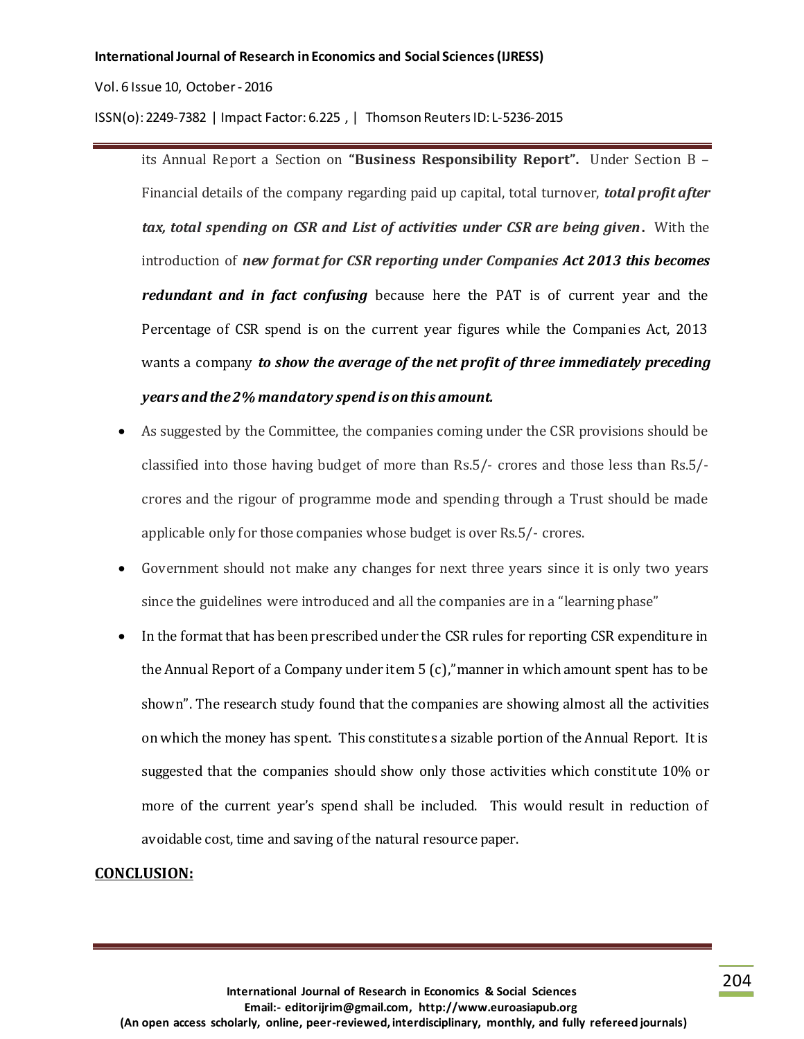its Annual Report a Section on **"Business Responsibility Report".** Under Section B – Financial details of the company regarding paid up capital, total turnover, ***total profit after tax, total spending on CSR and List of activities under CSR are being given***. With the introduction of ***new format for CSR reporting under Companies Act 2013 this becomes redundant and in fact confusing*** because here the PAT is of current year and the Percentage of CSR spend is on the current year figures while the Companies Act, 2013 wants a company ***to show the average of the net profit of three immediately preceding years and the 2% mandatory spend is on this amount.***

- As suggested by the Committee, the companies coming under the CSR provisions should be classified into those having budget of more than Rs.5/- crores and those less than Rs.5/- crores and the rigour of programme mode and spending through a Trust should be made applicable only for those companies whose budget is over Rs.5/- crores.
- Government should not make any changes for next three years since it is only two years since the guidelines were introduced and all the companies are in a "learning phase"
- In the format that has been prescribed under the CSR rules for reporting CSR expenditure in the Annual Report of a Company under item 5 (c),"manner in which amount spent has to be shown". The research study found that the companies are showing almost all the activities on which the money has spent. This constitutes a sizable portion of the Annual Report. It is suggested that the companies should show only those activities which constitute 10% or more of the current year's spend shall be included. This would result in reduction of avoidable cost, time and saving of the natural resource paper.

## CONCLUSION: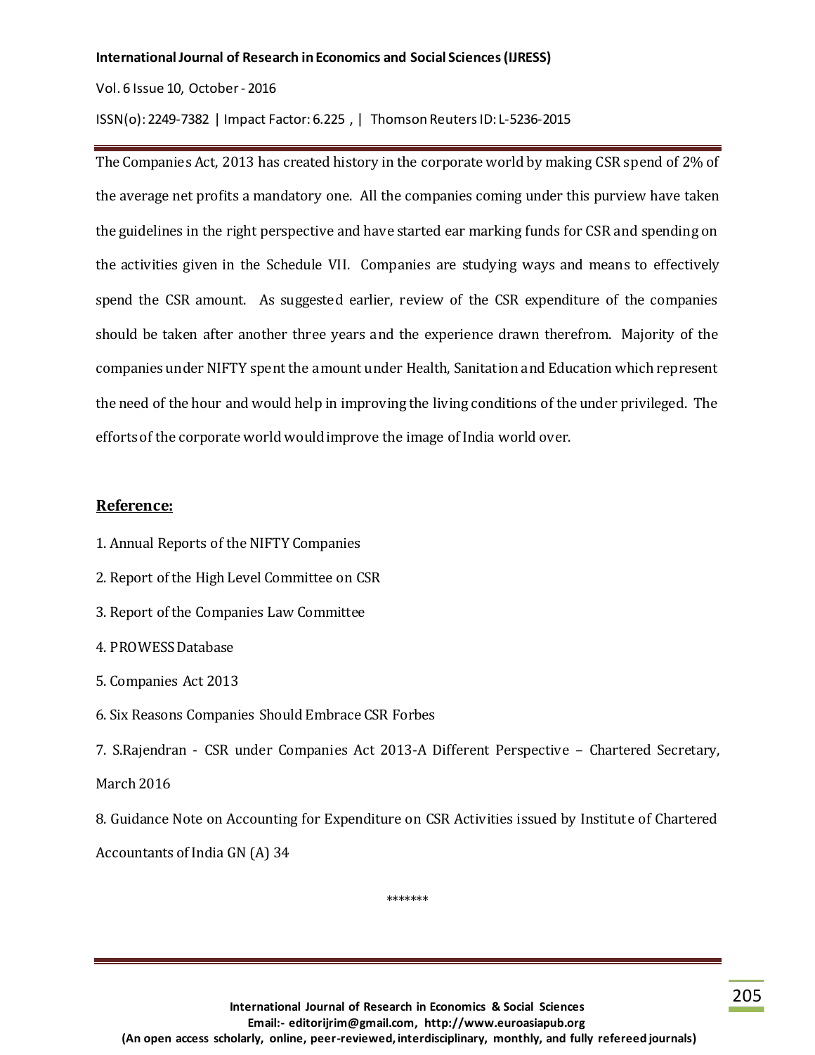The Companies Act, 2013 has created history in the corporate world by making CSR spend of 2% of the average net profits a mandatory one. All the companies coming under this purview have taken the guidelines in the right perspective and have started ear marking funds for CSR and spending on the activities given in the Schedule VII. Companies are studying ways and means to effectively spend the CSR amount. As suggested earlier, review of the CSR expenditure of the companies should be taken after another three years and the experience drawn therefrom. Majority of the companies under NIFTY spent the amount under Health, Sanitation and Education which represent the need of the hour and would help in improving the living conditions of the under privileged. The efforts of the corporate world would improve the image of India world over.

## Reference:

1. Annual Reports of the NIFTY Companies
2. Report of the High Level Committee on CSR
3. Report of the Companies Law Committee
4. PROWESS Database
5. Companies Act 2013
6. Six Reasons Companies Should Embrace CSR Forbes
7. S.Rajendran - CSR under Companies Act 2013-A Different Perspective – Chartered Secretary, March 2016
8. Guidance Note on Accounting for Expenditure on CSR Activities issued by Institute of Chartered Accountants of India GN (A) 34

*******